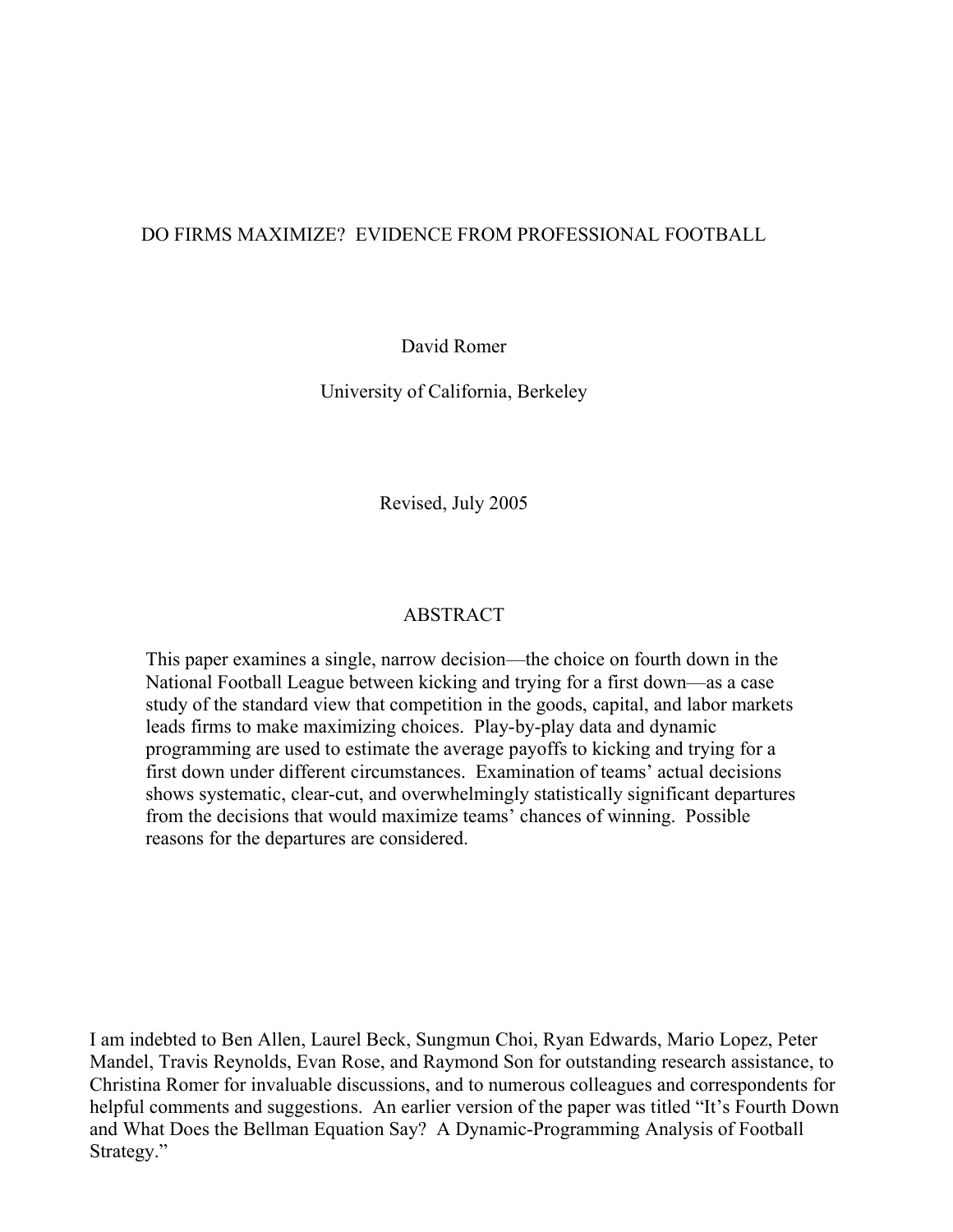# DO FIRMS MAXIMIZE? EVIDENCE FROM PROFESSIONAL FOOTBALL

David Romer

University of California, Berkeley

Revised, July 2005

## ABSTRACT

This paper examines a single, narrow decision—the choice on fourth down in the National Football League between kicking and trying for a first down—as a case study of the standard view that competition in the goods, capital, and labor markets leads firms to make maximizing choices. Play-by-play data and dynamic programming are used to estimate the average payoffs to kicking and trying for a first down under different circumstances. Examination of teams' actual decisions shows systematic, clear-cut, and overwhelmingly statistically significant departures from the decisions that would maximize teams' chances of winning. Possible reasons for the departures are considered.

I am indebted to Ben Allen, Laurel Beck, Sungmun Choi, Ryan Edwards, Mario Lopez, Peter Mandel, Travis Reynolds, Evan Rose, and Raymond Son for outstanding research assistance, to Christina Romer for invaluable discussions, and to numerous colleagues and correspondents for helpful comments and suggestions. An earlier version of the paper was titled "It's Fourth Down and What Does the Bellman Equation Say? A Dynamic-Programming Analysis of Football Strategy."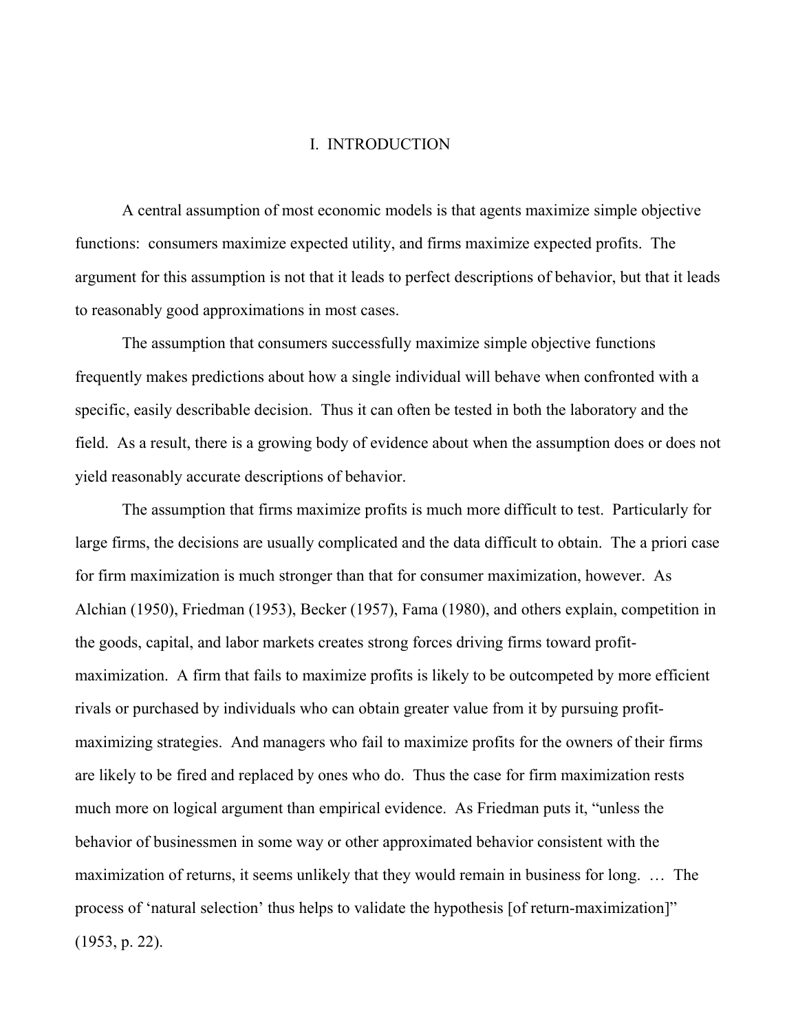# I. INTRODUCTION

A central assumption of most economic models is that agents maximize simple objective functions: consumers maximize expected utility, and firms maximize expected profits. The argument for this assumption is not that it leads to perfect descriptions of behavior, but that it leads to reasonably good approximations in most cases.

The assumption that consumers successfully maximize simple objective functions frequently makes predictions about how a single individual will behave when confronted with a specific, easily describable decision. Thus it can often be tested in both the laboratory and the field. As a result, there is a growing body of evidence about when the assumption does or does not yield reasonably accurate descriptions of behavior.

The assumption that firms maximize profits is much more difficult to test. Particularly for large firms, the decisions are usually complicated and the data difficult to obtain. The a priori case for firm maximization is much stronger than that for consumer maximization, however. As Alchian (1950), Friedman (1953), Becker (1957), Fama (1980), and others explain, competition in the goods, capital, and labor markets creates strong forces driving firms toward profit-maximization. A firm that fails to maximize profits is likely to be outcompeted by more efficient rivals or purchased by individuals who can obtain greater value from it by pursuing profit-maximizing strategies. And managers who fail to maximize profits for the owners of their firms are likely to be fired and replaced by ones who do. Thus the case for firm maximization rests much more on logical argument than empirical evidence. As Friedman puts it, "unless the behavior of businessmen in some way or other approximated behavior consistent with the maximization of returns, it seems unlikely that they would remain in business for long. … The process of 'natural selection' thus helps to validate the hypothesis [of return-maximization]" (1953, p. 22).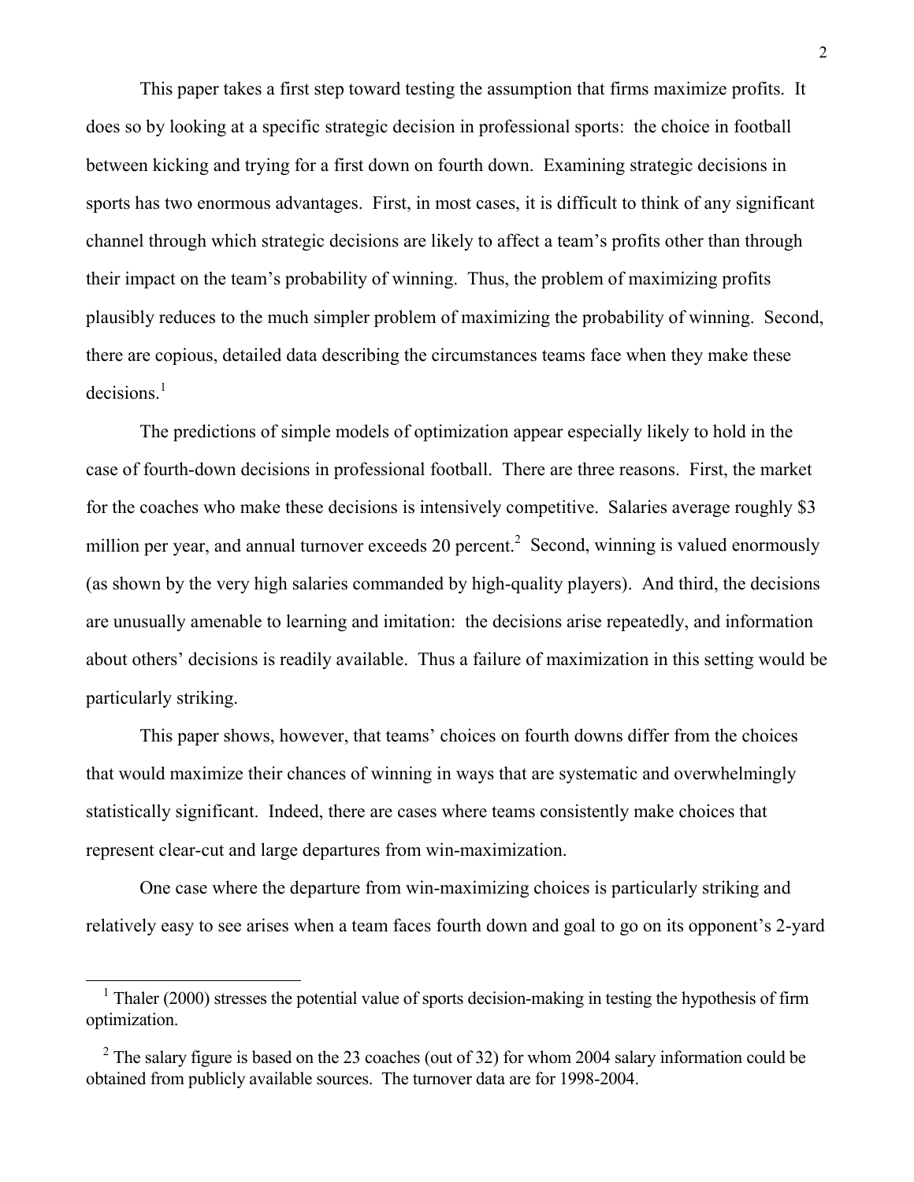This paper takes a first step toward testing the assumption that firms maximize profits. It does so by looking at a specific strategic decision in professional sports: the choice in football between kicking and trying for a first down on fourth down. Examining strategic decisions in sports has two enormous advantages. First, in most cases, it is difficult to think of any significant channel through which strategic decisions are likely to affect a team's profits other than through their impact on the team's probability of winning. Thus, the problem of maximizing profits plausibly reduces to the much simpler problem of maximizing the probability of winning. Second, there are copious, detailed data describing the circumstances teams face when they make these decisions.[1]

The predictions of simple models of optimization appear especially likely to hold in the case of fourth-down decisions in professional football. There are three reasons. First, the market for the coaches who make these decisions is intensively competitive. Salaries average roughly $3 million per year, and annual turnover exceeds 20 percent.[2] Second, winning is valued enormously (as shown by the very high salaries commanded by high-quality players). And third, the decisions are unusually amenable to learning and imitation: the decisions arise repeatedly, and information about others' decisions is readily available. Thus a failure of maximization in this setting would be particularly striking.

This paper shows, however, that teams' choices on fourth downs differ from the choices that would maximize their chances of winning in ways that are systematic and overwhelmingly statistically significant. Indeed, there are cases where teams consistently make choices that represent clear-cut and large departures from win-maximization.

One case where the departure from win-maximizing choices is particularly striking and relatively easy to see arises when a team faces fourth down and goal to go on its opponent's 2-yard

---

[1] Thaler (2000) stresses the potential value of sports decision-making in testing the hypothesis of firm optimization.

[2] The salary figure is based on the 23 coaches (out of 32) for whom 2004 salary information could be obtained from publicly available sources. The turnover data are for 1998-2004.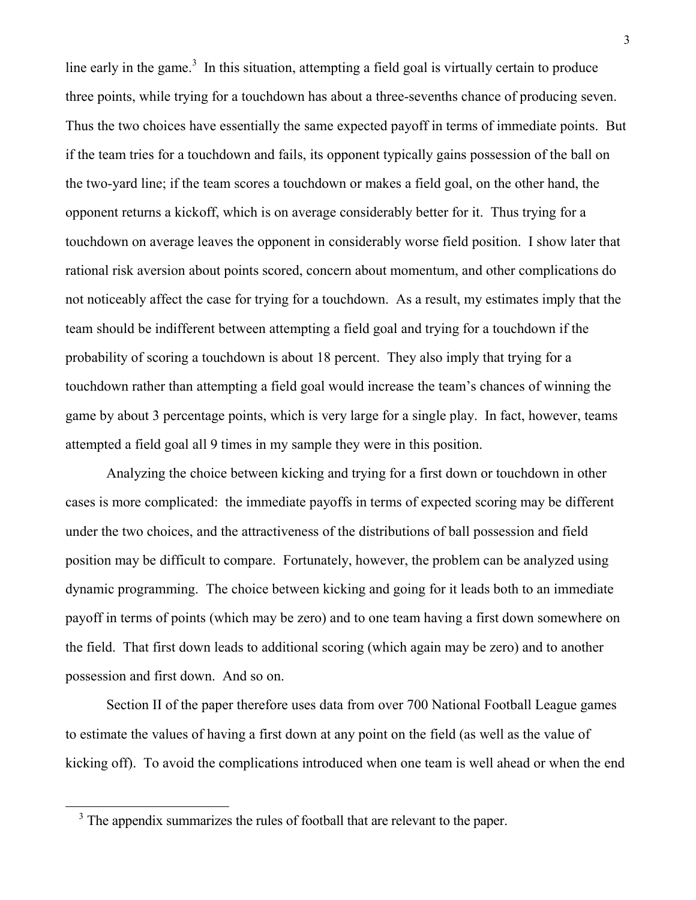line early in the game.[3] In this situation, attempting a field goal is virtually certain to produce three points, while trying for a touchdown has about a three-sevenths chance of producing seven. Thus the two choices have essentially the same expected payoff in terms of immediate points. But if the team tries for a touchdown and fails, its opponent typically gains possession of the ball on the two-yard line; if the team scores a touchdown or makes a field goal, on the other hand, the opponent returns a kickoff, which is on average considerably better for it. Thus trying for a touchdown on average leaves the opponent in considerably worse field position. I show later that rational risk aversion about points scored, concern about momentum, and other complications do not noticeably affect the case for trying for a touchdown. As a result, my estimates imply that the team should be indifferent between attempting a field goal and trying for a touchdown if the probability of scoring a touchdown is about 18 percent. They also imply that trying for a touchdown rather than attempting a field goal would increase the team's chances of winning the game by about 3 percentage points, which is very large for a single play. In fact, however, teams attempted a field goal all 9 times in my sample they were in this position.

Analyzing the choice between kicking and trying for a first down or touchdown in other cases is more complicated: the immediate payoffs in terms of expected scoring may be different under the two choices, and the attractiveness of the distributions of ball possession and field position may be difficult to compare. Fortunately, however, the problem can be analyzed using dynamic programming. The choice between kicking and going for it leads both to an immediate payoff in terms of points (which may be zero) and to one team having a first down somewhere on the field. That first down leads to additional scoring (which again may be zero) and to another possession and first down. And so on.

Section II of the paper therefore uses data from over 700 National Football League games to estimate the values of having a first down at any point on the field (as well as the value of kicking off). To avoid the complications introduced when one team is well ahead or when the end

[3] The appendix summarizes the rules of football that are relevant to the paper.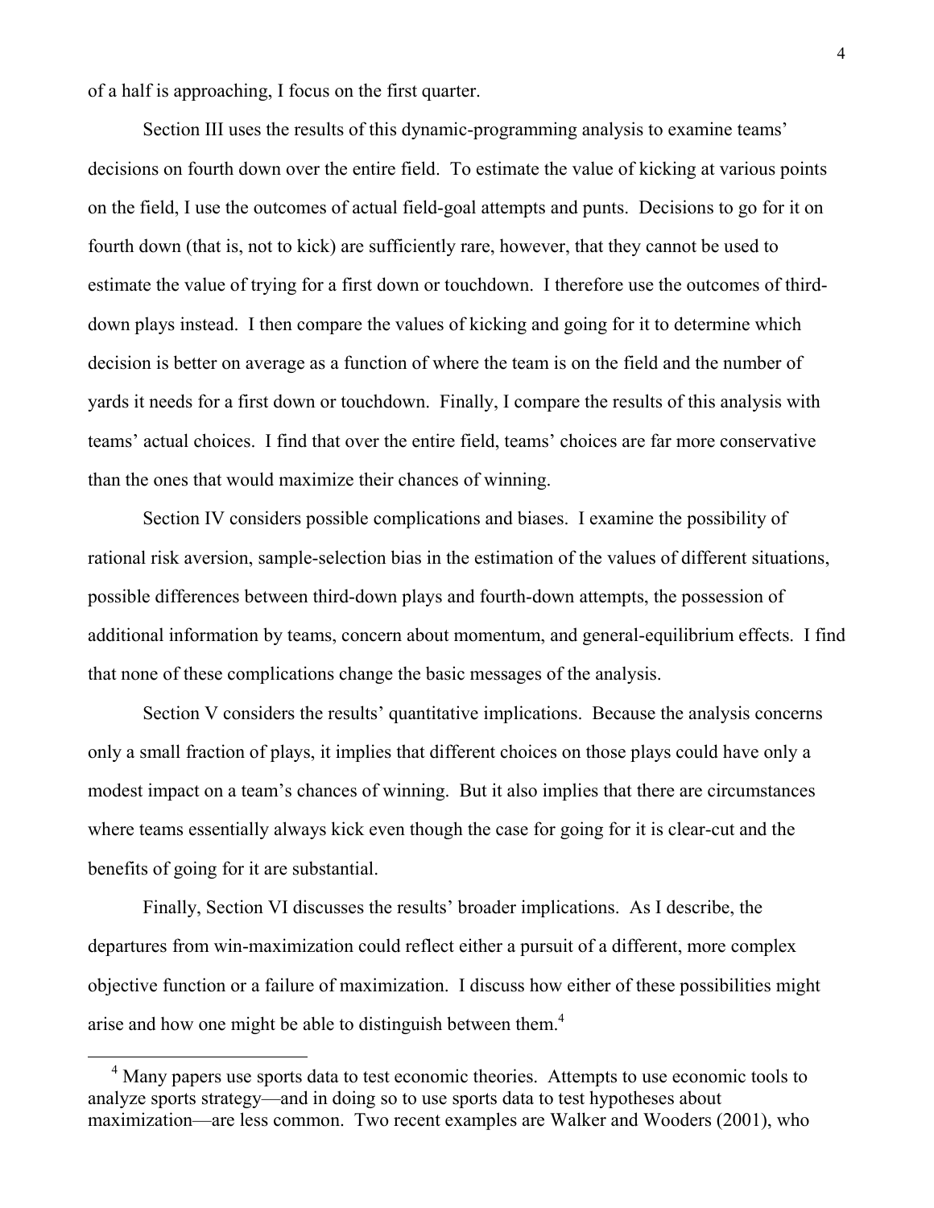of a half is approaching, I focus on the first quarter.

Section III uses the results of this dynamic-programming analysis to examine teams' decisions on fourth down over the entire field. To estimate the value of kicking at various points on the field, I use the outcomes of actual field-goal attempts and punts. Decisions to go for it on fourth down (that is, not to kick) are sufficiently rare, however, that they cannot be used to estimate the value of trying for a first down or touchdown. I therefore use the outcomes of third-down plays instead. I then compare the values of kicking and going for it to determine which decision is better on average as a function of where the team is on the field and the number of yards it needs for a first down or touchdown. Finally, I compare the results of this analysis with teams' actual choices. I find that over the entire field, teams' choices are far more conservative than the ones that would maximize their chances of winning.

Section IV considers possible complications and biases. I examine the possibility of rational risk aversion, sample-selection bias in the estimation of the values of different situations, possible differences between third-down plays and fourth-down attempts, the possession of additional information by teams, concern about momentum, and general-equilibrium effects. I find that none of these complications change the basic messages of the analysis.

Section V considers the results' quantitative implications. Because the analysis concerns only a small fraction of plays, it implies that different choices on those plays could have only a modest impact on a team's chances of winning. But it also implies that there are circumstances where teams essentially always kick even though the case for going for it is clear-cut and the benefits of going for it are substantial.

Finally, Section VI discusses the results' broader implications. As I describe, the departures from win-maximization could reflect either a pursuit of a different, more complex objective function or a failure of maximization. I discuss how either of these possibilities might arise and how one might be able to distinguish between them.[4]

[4] Many papers use sports data to test economic theories. Attempts to use economic tools to analyze sports strategy—and in doing so to use sports data to test hypotheses about maximization—are less common. Two recent examples are Walker and Wooders (2001), who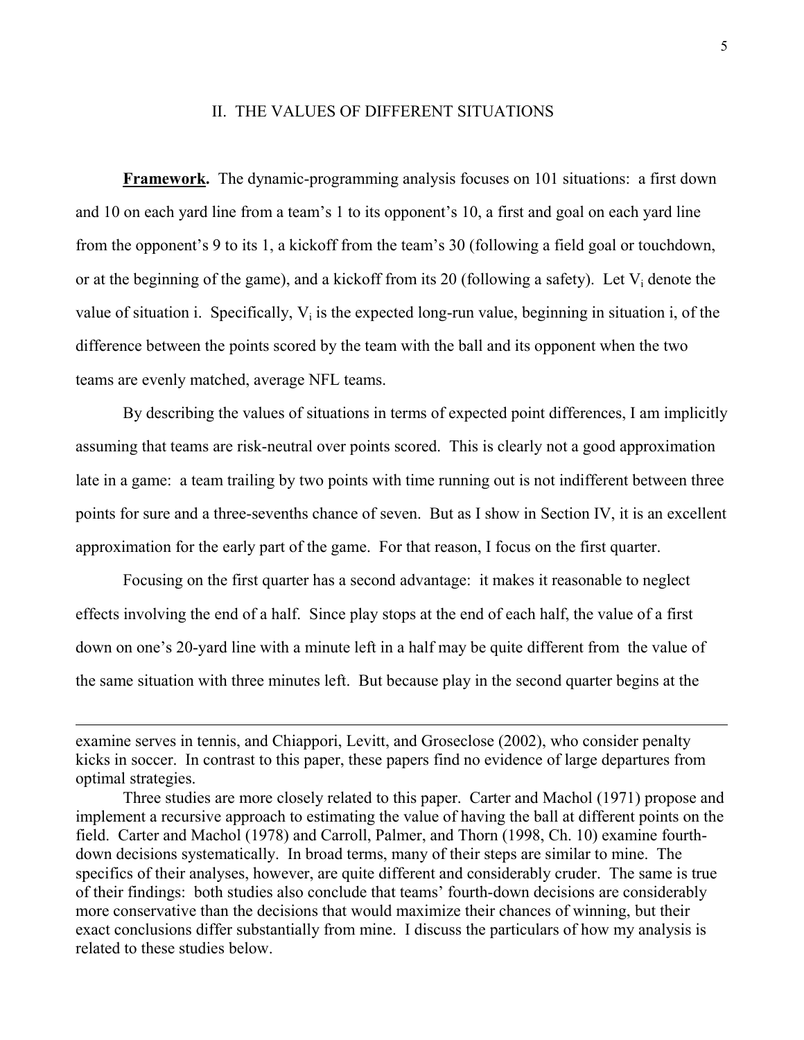## II. THE VALUES OF DIFFERENT SITUATIONS

**Framework.** The dynamic-programming analysis focuses on 101 situations: a first down and 10 on each yard line from a team's 1 to its opponent's 10, a first and goal on each yard line from the opponent's 9 to its 1, a kickoff from the team's 30 (following a field goal or touchdown, or at the beginning of the game), and a kickoff from its 20 (following a safety). Let $V_i$ denote the value of situation i. Specifically, $V_i$ is the expected long-run value, beginning in situation i, of the difference between the points scored by the team with the ball and its opponent when the two teams are evenly matched, average NFL teams.

By describing the values of situations in terms of expected point differences, I am implicitly assuming that teams are risk-neutral over points scored. This is clearly not a good approximation late in a game: a team trailing by two points with time running out is not indifferent between three points for sure and a three-sevenths chance of seven. But as I show in Section IV, it is an excellent approximation for the early part of the game. For that reason, I focus on the first quarter.

Focusing on the first quarter has a second advantage: it makes it reasonable to neglect effects involving the end of a half. Since play stops at the end of each half, the value of a first down on one's 20-yard line with a minute left in a half may be quite different from the value of the same situation with three minutes left. But because play in the second quarter begins at the

---

examine serves in tennis, and Chiappori, Levitt, and Groseclose (2002), who consider penalty kicks in soccer. In contrast to this paper, these papers find no evidence of large departures from optimal strategies.

Three studies are more closely related to this paper. Carter and Machol (1971) propose and implement a recursive approach to estimating the value of having the ball at different points on the field. Carter and Machol (1978) and Carroll, Palmer, and Thorn (1998, Ch. 10) examine fourth-down decisions systematically. In broad terms, many of their steps are similar to mine. The specifics of their analyses, however, are quite different and considerably cruder. The same is true of their findings: both studies also conclude that teams' fourth-down decisions are considerably more conservative than the decisions that would maximize their chances of winning, but their exact conclusions differ substantially from mine. I discuss the particulars of how my analysis is related to these studies below.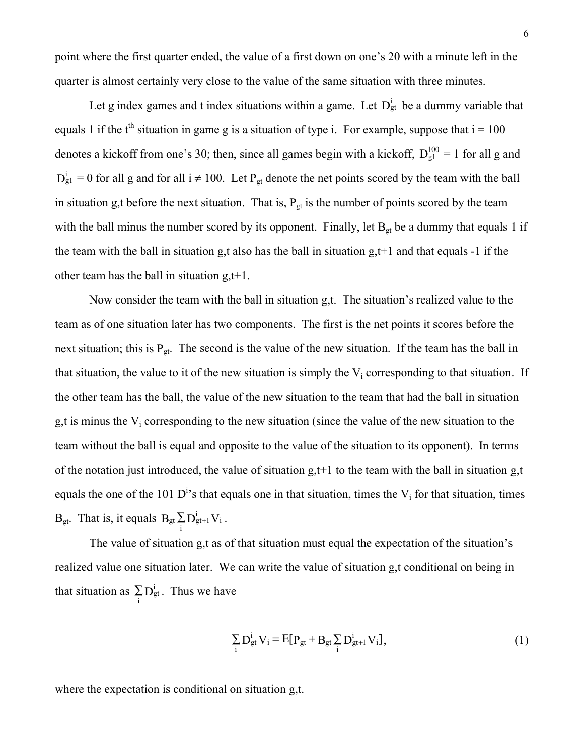point where the first quarter ended, the value of a first down on one's 20 with a minute left in the quarter is almost certainly very close to the value of the same situation with three minutes.

Let g index games and t index situations within a game. Let $D^i_{gt}$ be a dummy variable that equals 1 if the t$^{th}$ situation in game g is a situation of type i. For example, suppose that i = 100 denotes a kickoff from one's 30; then, since all games begin with a kickoff, $D^{100}_{g1}$ = 1 for all g and $D^i_{g1}$ = 0 for all g and for all i ≠ 100. Let $P_{gt}$ denote the net points scored by the team with the ball in situation g,t before the next situation. That is, $P_{gt}$ is the number of points scored by the team with the ball minus the number scored by its opponent. Finally, let $B_{gt}$ be a dummy that equals 1 if the team with the ball in situation g,t also has the ball in situation g,t+1 and that equals -1 if the other team has the ball in situation g,t+1.

Now consider the team with the ball in situation g,t. The situation's realized value to the team as of one situation later has two components. The first is the net points it scores before the next situation; this is $P_{gt}$. The second is the value of the new situation. If the team has the ball in that situation, the value to it of the new situation is simply the $V_i$ corresponding to that situation. If the other team has the ball, the value of the new situation to the team that had the ball in situation g,t is minus the $V_i$ corresponding to the new situation (since the value of the new situation to the team without the ball is equal and opposite to the value of the situation to its opponent). In terms of the notation just introduced, the value of situation g,t+1 to the team with the ball in situation g,t equals the one of the 101 $D^i$'s that equals one in that situation, times the $V_i$ for that situation, times $B_{gt}$. That is, it equals $B_{gt} \sum_i D^i_{gt+1} V_i$.

The value of situation g,t as of that situation must equal the expectation of the situation's realized value one situation later. We can write the value of situation g,t conditional on being in that situation as $\sum_i D^i_{gt}$. Thus we have

$$\sum_i D^i_{gt} V_i = E[P_{gt} + B_{gt} \sum_i D^i_{gt+1} V_i], \tag{1}$$

where the expectation is conditional on situation g,t.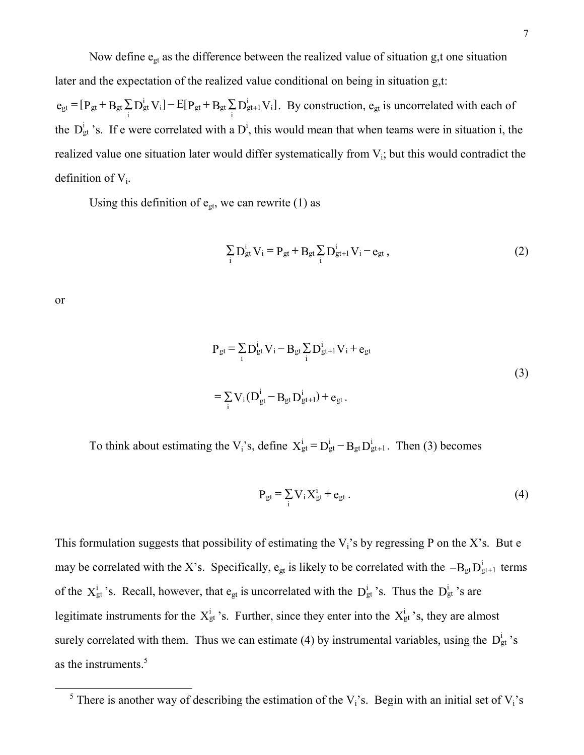Now define $e_{gt}$ as the difference between the realized value of situation g,t one situation later and the expectation of the realized value conditional on being in situation g,t: $e_{gt} = [P_{gt} + B_{gt} \sum_i D^i_{gt} V_i] - E[P_{gt} + B_{gt} \sum_i D^i_{gt+1} V_i]$. By construction, $e_{gt}$ is uncorrelated with each of the $D^i_{gt}$'s. If e were correlated with a $D^i$, this would mean that when teams were in situation i, the realized value one situation later would differ systematically from $V_i$; but this would contradict the definition of $V_i$.

Using this definition of $e_{gt}$, we can rewrite (1) as

$$\sum_i D^i_{gt} V_i = P_{gt} + B_{gt} \sum_i D^i_{gt+1} V_i - e_{gt}\,, \tag{2}$$

or

$$\begin{aligned} P_{gt} &= \sum_i D^i_{gt} V_i - B_{gt} \sum_i D^i_{gt+1} V_i + e_{gt} \\ &= \sum_i V_i (D^i_{gt} - B_{gt} D^i_{gt+1}) + e_{gt}\,. \end{aligned} \tag{3}$$

To think about estimating the $V_i$'s, define $X^i_{gt} = D^i_{gt} - B_{gt} D^i_{gt+1}$. Then (3) becomes

$$P_{gt} = \sum_i V_i X^i_{gt} + e_{gt}\,. \tag{4}$$

This formulation suggests that possibility of estimating the $V_i$'s by regressing P on the X's. But e may be correlated with the X's. Specifically, $e_{gt}$ is likely to be correlated with the $-B_{gt} D^i_{gt+1}$ terms of the $X^i_{gt}$'s. Recall, however, that $e_{gt}$ is uncorrelated with the $D^i_{gt}$'s. Thus the $D^i_{gt}$'s are legitimate instruments for the $X^i_{gt}$'s. Further, since they enter into the $X^i_{gt}$'s, they are almost surely correlated with them. Thus we can estimate (4) by instrumental variables, using the $D^i_{gt}$'s as the instruments.[5]

[5] There is another way of describing the estimation of the $V_i$'s. Begin with an initial set of $V_i$'s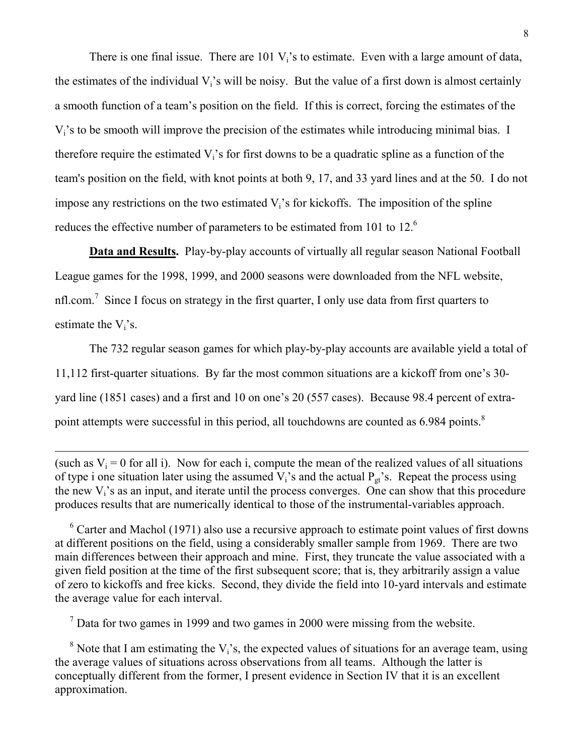There is one final issue. There are 101 $V_i$'s to estimate. Even with a large amount of data, the estimates of the individual $V_i$'s will be noisy. But the value of a first down is almost certainly a smooth function of a team's position on the field. If this is correct, forcing the estimates of the $V_i$'s to be smooth will improve the precision of the estimates while introducing minimal bias. I therefore require the estimated $V_i$'s for first downs to be a quadratic spline as a function of the team's position on the field, with knot points at both 9, 17, and 33 yard lines and at the 50. I do not impose any restrictions on the two estimated $V_i$'s for kickoffs. The imposition of the spline reduces the effective number of parameters to be estimated from 101 to 12.[6]

**Data and Results.** Play-by-play accounts of virtually all regular season National Football League games for the 1998, 1999, and 2000 seasons were downloaded from the NFL website, nfl.com.[7] Since I focus on strategy in the first quarter, I only use data from first quarters to estimate the $V_i$'s.

The 732 regular season games for which play-by-play accounts are available yield a total of 11,112 first-quarter situations. By far the most common situations are a kickoff from one's 30-yard line (1851 cases) and a first and 10 on one's 20 (557 cases). Because 98.4 percent of extra-point attempts were successful in this period, all touchdowns are counted as 6.984 points.[8]

---

(such as $V_i = 0$ for all i). Now for each i, compute the mean of the realized values of all situations of type i one situation later using the assumed $V_i$'s and the actual $P_{gt}$'s. Repeat the process using the new $V_i$'s as an input, and iterate until the process converges. One can show that this procedure produces results that are numerically identical to those of the instrumental-variables approach.

[6] Carter and Machol (1971) also use a recursive approach to estimate point values of first downs at different positions on the field, using a considerably smaller sample from 1969. There are two main differences between their approach and mine. First, they truncate the value associated with a given field position at the time of the first subsequent score; that is, they arbitrarily assign a value of zero to kickoffs and free kicks. Second, they divide the field into 10-yard intervals and estimate the average value for each interval.

[7] Data for two games in 1999 and two games in 2000 were missing from the website.

[8] Note that I am estimating the $V_i$'s, the expected values of situations for an average team, using the average values of situations across observations from all teams. Although the latter is conceptually different from the former, I present evidence in Section IV that it is an excellent approximation.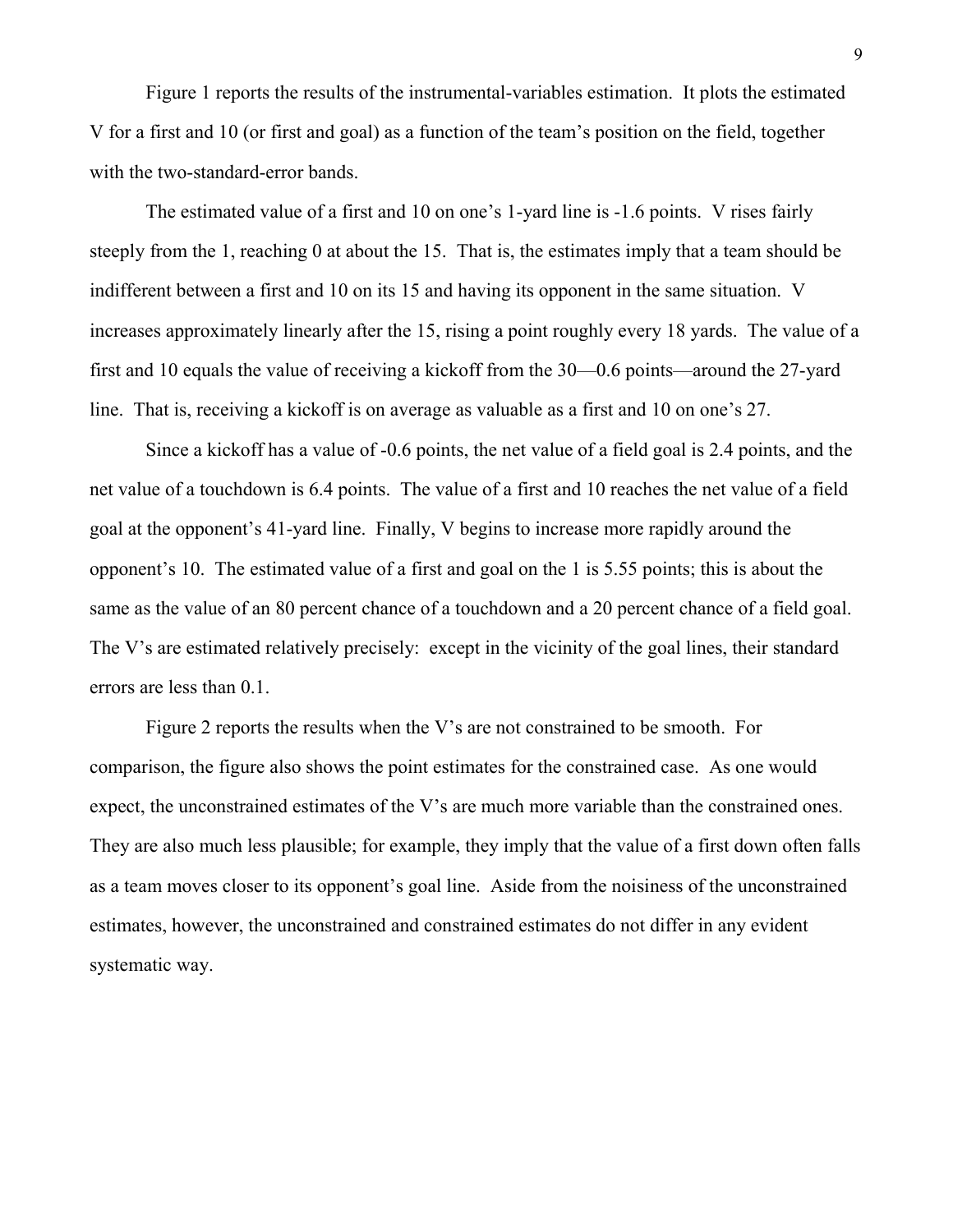Figure 1 reports the results of the instrumental-variables estimation. It plots the estimated V for a first and 10 (or first and goal) as a function of the team's position on the field, together with the two-standard-error bands.

The estimated value of a first and 10 on one's 1-yard line is -1.6 points. V rises fairly steeply from the 1, reaching 0 at about the 15. That is, the estimates imply that a team should be indifferent between a first and 10 on its 15 and having its opponent in the same situation. V increases approximately linearly after the 15, rising a point roughly every 18 yards. The value of a first and 10 equals the value of receiving a kickoff from the 30—0.6 points—around the 27-yard line. That is, receiving a kickoff is on average as valuable as a first and 10 on one's 27.

Since a kickoff has a value of -0.6 points, the net value of a field goal is 2.4 points, and the net value of a touchdown is 6.4 points. The value of a first and 10 reaches the net value of a field goal at the opponent's 41-yard line. Finally, V begins to increase more rapidly around the opponent's 10. The estimated value of a first and goal on the 1 is 5.55 points; this is about the same as the value of an 80 percent chance of a touchdown and a 20 percent chance of a field goal. The V's are estimated relatively precisely: except in the vicinity of the goal lines, their standard errors are less than 0.1.

Figure 2 reports the results when the V's are not constrained to be smooth. For comparison, the figure also shows the point estimates for the constrained case. As one would expect, the unconstrained estimates of the V's are much more variable than the constrained ones. They are also much less plausible; for example, they imply that the value of a first down often falls as a team moves closer to its opponent's goal line. Aside from the noisiness of the unconstrained estimates, however, the unconstrained and constrained estimates do not differ in any evident systematic way.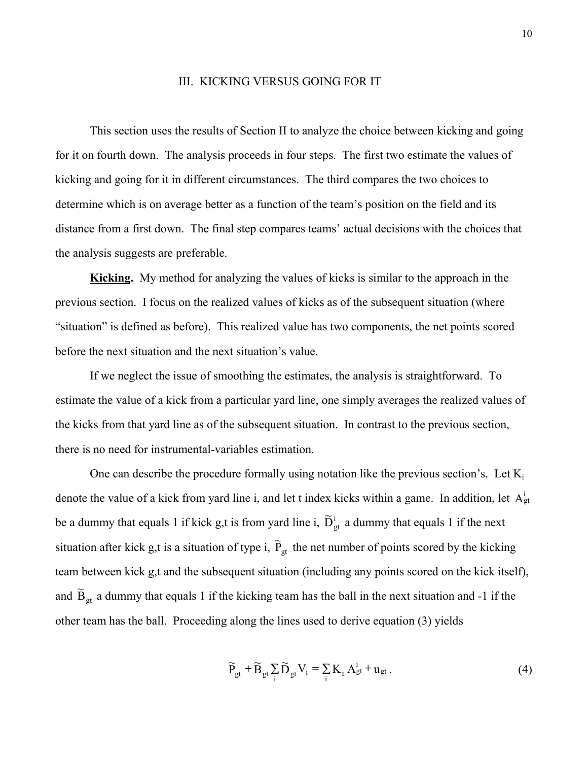## III. KICKING VERSUS GOING FOR IT

This section uses the results of Section II to analyze the choice between kicking and going for it on fourth down. The analysis proceeds in four steps. The first two estimate the values of kicking and going for it in different circumstances. The third compares the two choices to determine which is on average better as a function of the team's position on the field and its distance from a first down. The final step compares teams' actual decisions with the choices that the analysis suggests are preferable.

**Kicking.** My method for analyzing the values of kicks is similar to the approach in the previous section. I focus on the realized values of kicks as of the subsequent situation (where "situation" is defined as before). This realized value has two components, the net points scored before the next situation and the next situation's value.

If we neglect the issue of smoothing the estimates, the analysis is straightforward. To estimate the value of a kick from a particular yard line, one simply averages the realized values of the kicks from that yard line as of the subsequent situation. In contrast to the previous section, there is no need for instrumental-variables estimation.

One can describe the procedure formally using notation like the previous section's. Let $K_i$ denote the value of a kick from yard line i, and let t index kicks within a game. In addition, let $A^i_{gt}$ be a dummy that equals 1 if kick g,t is from yard line i, $\widetilde{D}^i_{gt}$ a dummy that equals 1 if the next situation after kick g,t is a situation of type i, $\widetilde{P}_{gt}$ the net number of points scored by the kicking team between kick g,t and the subsequent situation (including any points scored on the kick itself), and $\widetilde{B}_{gt}$ a dummy that equals 1 if the kicking team has the ball in the next situation and -1 if the other team has the ball. Proceeding along the lines used to derive equation (3) yields

$$\widetilde{P}_{gt} + \widetilde{B}_{gt} \sum_i \widetilde{D}_{gt} V_i = \sum_i K_i \, A^i_{gt} + u_{gt} \, . \tag{4}$$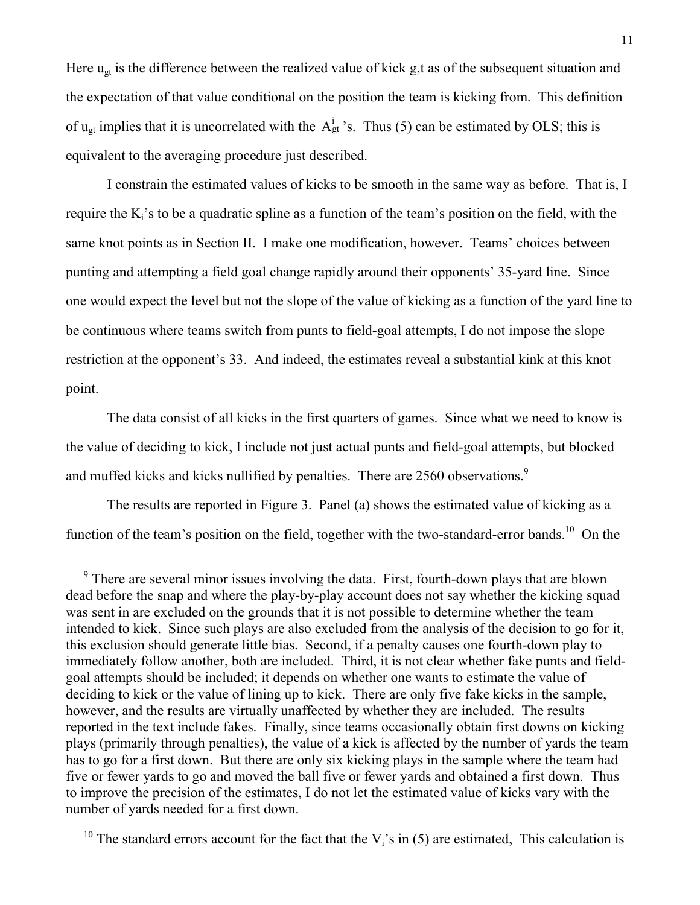Here $u_{gt}$ is the difference between the realized value of kick g,t as of the subsequent situation and the expectation of that value conditional on the position the team is kicking from. This definition of $u_{gt}$ implies that it is uncorrelated with the $A^i_{gt}$'s. Thus (5) can be estimated by OLS; this is equivalent to the averaging procedure just described.

I constrain the estimated values of kicks to be smooth in the same way as before. That is, I require the $K_i$'s to be a quadratic spline as a function of the team's position on the field, with the same knot points as in Section II. I make one modification, however. Teams' choices between punting and attempting a field goal change rapidly around their opponents' 35-yard line. Since one would expect the level but not the slope of the value of kicking as a function of the yard line to be continuous where teams switch from punts to field-goal attempts, I do not impose the slope restriction at the opponent's 33. And indeed, the estimates reveal a substantial kink at this knot point.

The data consist of all kicks in the first quarters of games. Since what we need to know is the value of deciding to kick, I include not just actual punts and field-goal attempts, but blocked and muffed kicks and kicks nullified by penalties. There are 2560 observations.[9]

The results are reported in Figure 3. Panel (a) shows the estimated value of kicking as a function of the team's position on the field, together with the two-standard-error bands.[10] On the

---

[9] There are several minor issues involving the data. First, fourth-down plays that are blown dead before the snap and where the play-by-play account does not say whether the kicking squad was sent in are excluded on the grounds that it is not possible to determine whether the team intended to kick. Since such plays are also excluded from the analysis of the decision to go for it, this exclusion should generate little bias. Second, if a penalty causes one fourth-down play to immediately follow another, both are included. Third, it is not clear whether fake punts and field-goal attempts should be included; it depends on whether one wants to estimate the value of deciding to kick or the value of lining up to kick. There are only five fake kicks in the sample, however, and the results are virtually unaffected by whether they are included. The results reported in the text include fakes. Finally, since teams occasionally obtain first downs on kicking plays (primarily through penalties), the value of a kick is affected by the number of yards the team has to go for a first down. But there are only six kicking plays in the sample where the team had five or fewer yards to go and moved the ball five or fewer yards and obtained a first down. Thus to improve the precision of the estimates, I do not let the estimated value of kicks vary with the number of yards needed for a first down.

[10] The standard errors account for the fact that the $V_i$'s in (5) are estimated, This calculation is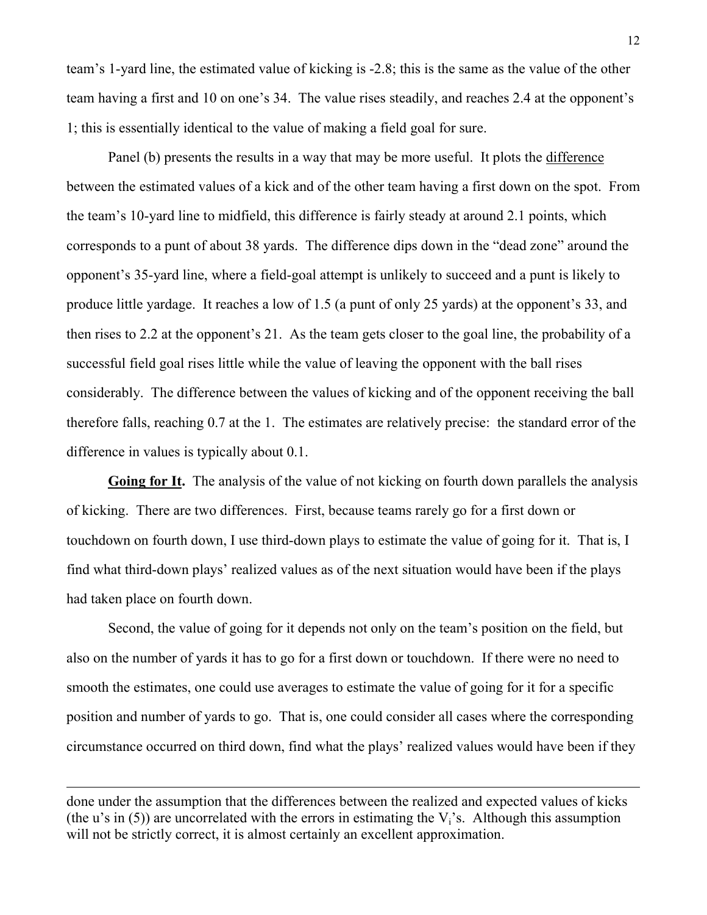team's 1-yard line, the estimated value of kicking is -2.8; this is the same as the value of the other team having a first and 10 on one's 34. The value rises steadily, and reaches 2.4 at the opponent's 1; this is essentially identical to the value of making a field goal for sure.

Panel (b) presents the results in a way that may be more useful. It plots the difference between the estimated values of a kick and of the other team having a first down on the spot. From the team's 10-yard line to midfield, this difference is fairly steady at around 2.1 points, which corresponds to a punt of about 38 yards. The difference dips down in the "dead zone" around the opponent's 35-yard line, where a field-goal attempt is unlikely to succeed and a punt is likely to produce little yardage. It reaches a low of 1.5 (a punt of only 25 yards) at the opponent's 33, and then rises to 2.2 at the opponent's 21. As the team gets closer to the goal line, the probability of a successful field goal rises little while the value of leaving the opponent with the ball rises considerably. The difference between the values of kicking and of the opponent receiving the ball therefore falls, reaching 0.7 at the 1. The estimates are relatively precise: the standard error of the difference in values is typically about 0.1.

**Going for It.** The analysis of the value of not kicking on fourth down parallels the analysis of kicking. There are two differences. First, because teams rarely go for a first down or touchdown on fourth down, I use third-down plays to estimate the value of going for it. That is, I find what third-down plays' realized values as of the next situation would have been if the plays had taken place on fourth down.

Second, the value of going for it depends not only on the team's position on the field, but also on the number of yards it has to go for a first down or touchdown. If there were no need to smooth the estimates, one could use averages to estimate the value of going for it for a specific position and number of yards to go. That is, one could consider all cases where the corresponding circumstance occurred on third down, find what the plays' realized values would have been if they

---

done under the assumption that the differences between the realized and expected values of kicks (the u's in (5)) are uncorrelated with the errors in estimating the $V_i$'s. Although this assumption will not be strictly correct, it is almost certainly an excellent approximation.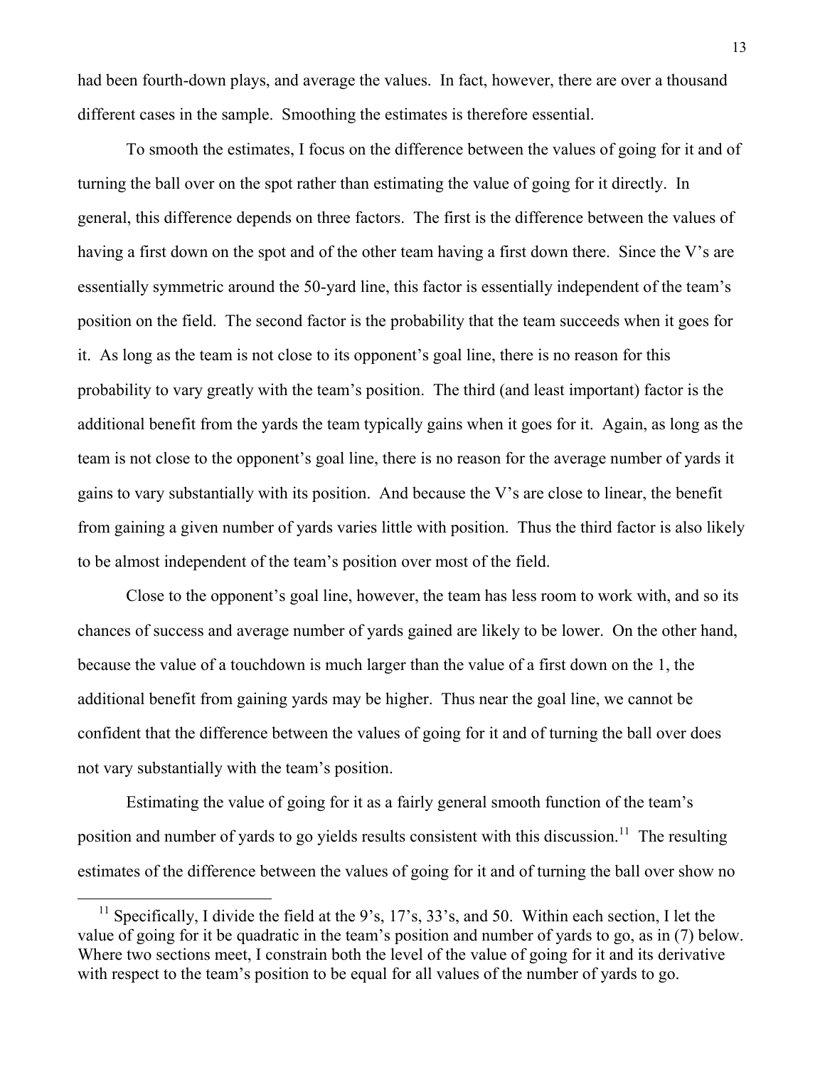had been fourth-down plays, and average the values. In fact, however, there are over a thousand different cases in the sample. Smoothing the estimates is therefore essential.

To smooth the estimates, I focus on the difference between the values of going for it and of turning the ball over on the spot rather than estimating the value of going for it directly. In general, this difference depends on three factors. The first is the difference between the values of having a first down on the spot and of the other team having a first down there. Since the V's are essentially symmetric around the 50-yard line, this factor is essentially independent of the team's position on the field. The second factor is the probability that the team succeeds when it goes for it. As long as the team is not close to its opponent's goal line, there is no reason for this probability to vary greatly with the team's position. The third (and least important) factor is the additional benefit from the yards the team typically gains when it goes for it. Again, as long as the team is not close to the opponent's goal line, there is no reason for the average number of yards it gains to vary substantially with its position. And because the V's are close to linear, the benefit from gaining a given number of yards varies little with position. Thus the third factor is also likely to be almost independent of the team's position over most of the field.

Close to the opponent's goal line, however, the team has less room to work with, and so its chances of success and average number of yards gained are likely to be lower. On the other hand, because the value of a touchdown is much larger than the value of a first down on the 1, the additional benefit from gaining yards may be higher. Thus near the goal line, we cannot be confident that the difference between the values of going for it and of turning the ball over does not vary substantially with the team's position.

Estimating the value of going for it as a fairly general smooth function of the team's position and number of yards to go yields results consistent with this discussion.[11] The resulting estimates of the difference between the values of going for it and of turning the ball over show no

[11] Specifically, I divide the field at the 9's, 17's, 33's, and 50. Within each section, I let the value of going for it be quadratic in the team's position and number of yards to go, as in (7) below. Where two sections meet, I constrain both the level of the value of going for it and its derivative with respect to the team's position to be equal for all values of the number of yards to go.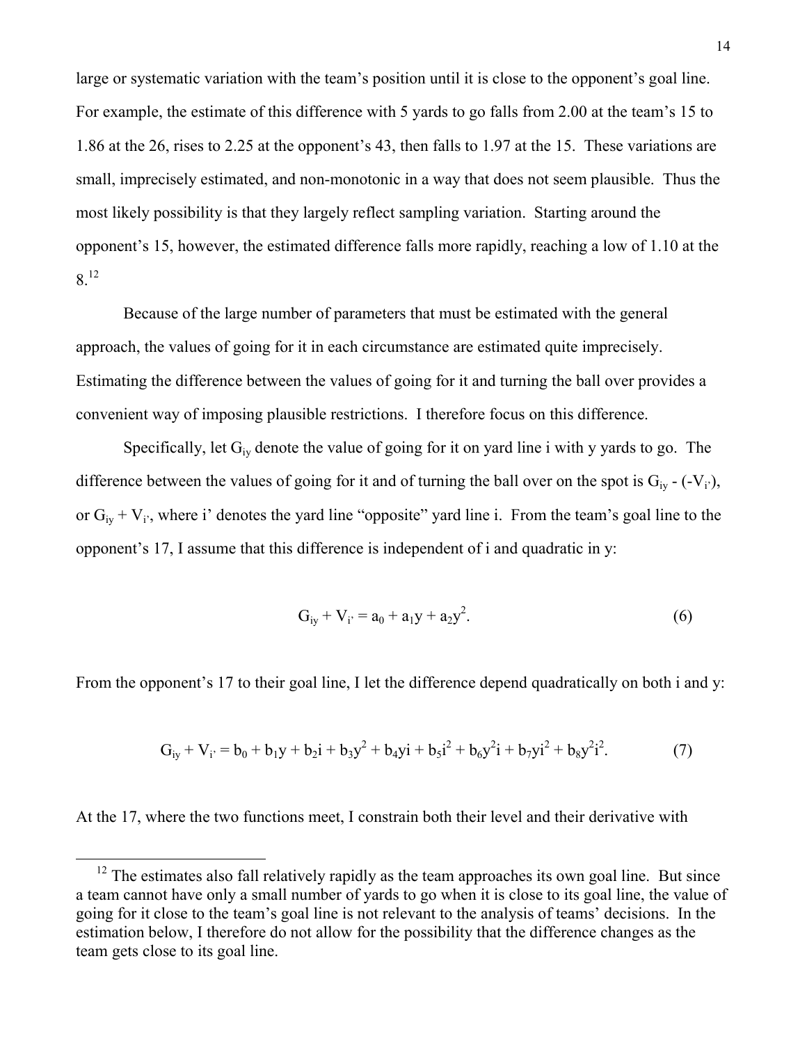large or systematic variation with the team's position until it is close to the opponent's goal line. For example, the estimate of this difference with 5 yards to go falls from 2.00 at the team's 15 to 1.86 at the 26, rises to 2.25 at the opponent's 43, then falls to 1.97 at the 15. These variations are small, imprecisely estimated, and non-monotonic in a way that does not seem plausible. Thus the most likely possibility is that they largely reflect sampling variation. Starting around the opponent's 15, however, the estimated difference falls more rapidly, reaching a low of 1.10 at the 8.[12]

Because of the large number of parameters that must be estimated with the general approach, the values of going for it in each circumstance are estimated quite imprecisely. Estimating the difference between the values of going for it and turning the ball over provides a convenient way of imposing plausible restrictions. I therefore focus on this difference.

Specifically, let $G_{iy}$ denote the value of going for it on yard line i with y yards to go. The difference between the values of going for it and of turning the ball over on the spot is $G_{iy} - (-V_{i'})$, or $G_{iy} + V_{i'}$, where i' denotes the yard line "opposite" yard line i. From the team's goal line to the opponent's 17, I assume that this difference is independent of i and quadratic in y:

$$G_{iy} + V_{i'} = a_0 + a_1 y + a_2 y^2. \qquad (6)$$

From the opponent's 17 to their goal line, I let the difference depend quadratically on both i and y:

$$G_{iy} + V_{i'} = b_0 + b_1 y + b_2 i + b_3 y^2 + b_4 yi + b_5 i^2 + b_6 y^2 i + b_7 yi^2 + b_8 y^2 i^2. \qquad (7)$$

At the 17, where the two functions meet, I constrain both their level and their derivative with

[12] The estimates also fall relatively rapidly as the team approaches its own goal line. But since a team cannot have only a small number of yards to go when it is close to its goal line, the value of going for it close to the team's goal line is not relevant to the analysis of teams' decisions. In the estimation below, I therefore do not allow for the possibility that the difference changes as the team gets close to its goal line.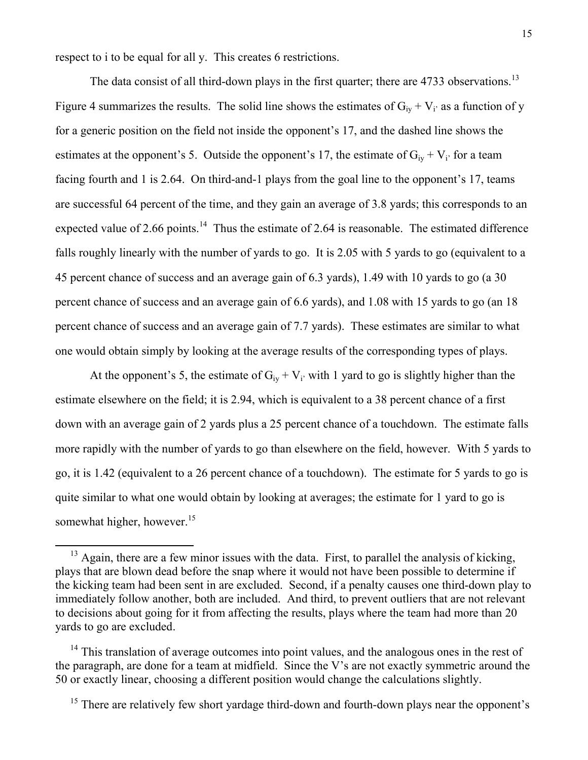respect to i to be equal for all y. This creates 6 restrictions.

The data consist of all third-down plays in the first quarter; there are 4733 observations.[13] Figure 4 summarizes the results. The solid line shows the estimates of $G_{iy} + V_{i'}$ as a function of y for a generic position on the field not inside the opponent's 17, and the dashed line shows the estimates at the opponent's 5. Outside the opponent's 17, the estimate of $G_{iy} + V_{i'}$ for a team facing fourth and 1 is 2.64. On third-and-1 plays from the goal line to the opponent's 17, teams are successful 64 percent of the time, and they gain an average of 3.8 yards; this corresponds to an expected value of 2.66 points.[14] Thus the estimate of 2.64 is reasonable. The estimated difference falls roughly linearly with the number of yards to go. It is 2.05 with 5 yards to go (equivalent to a 45 percent chance of success and an average gain of 6.3 yards), 1.49 with 10 yards to go (a 30 percent chance of success and an average gain of 6.6 yards), and 1.08 with 15 yards to go (an 18 percent chance of success and an average gain of 7.7 yards). These estimates are similar to what one would obtain simply by looking at the average results of the corresponding types of plays.

At the opponent's 5, the estimate of $G_{iy} + V_{i'}$ with 1 yard to go is slightly higher than the estimate elsewhere on the field; it is 2.94, which is equivalent to a 38 percent chance of a first down with an average gain of 2 yards plus a 25 percent chance of a touchdown. The estimate falls more rapidly with the number of yards to go than elsewhere on the field, however. With 5 yards to go, it is 1.42 (equivalent to a 26 percent chance of a touchdown). The estimate for 5 yards to go is quite similar to what one would obtain by looking at averages; the estimate for 1 yard to go is somewhat higher, however.[15]

---

[13] Again, there are a few minor issues with the data. First, to parallel the analysis of kicking, plays that are blown dead before the snap where it would not have been possible to determine if the kicking team had been sent in are excluded. Second, if a penalty causes one third-down play to immediately follow another, both are included. And third, to prevent outliers that are not relevant to decisions about going for it from affecting the results, plays where the team had more than 20 yards to go are excluded.

[14] This translation of average outcomes into point values, and the analogous ones in the rest of the paragraph, are done for a team at midfield. Since the V's are not exactly symmetric around the 50 or exactly linear, choosing a different position would change the calculations slightly.

[15] There are relatively few short yardage third-down and fourth-down plays near the opponent's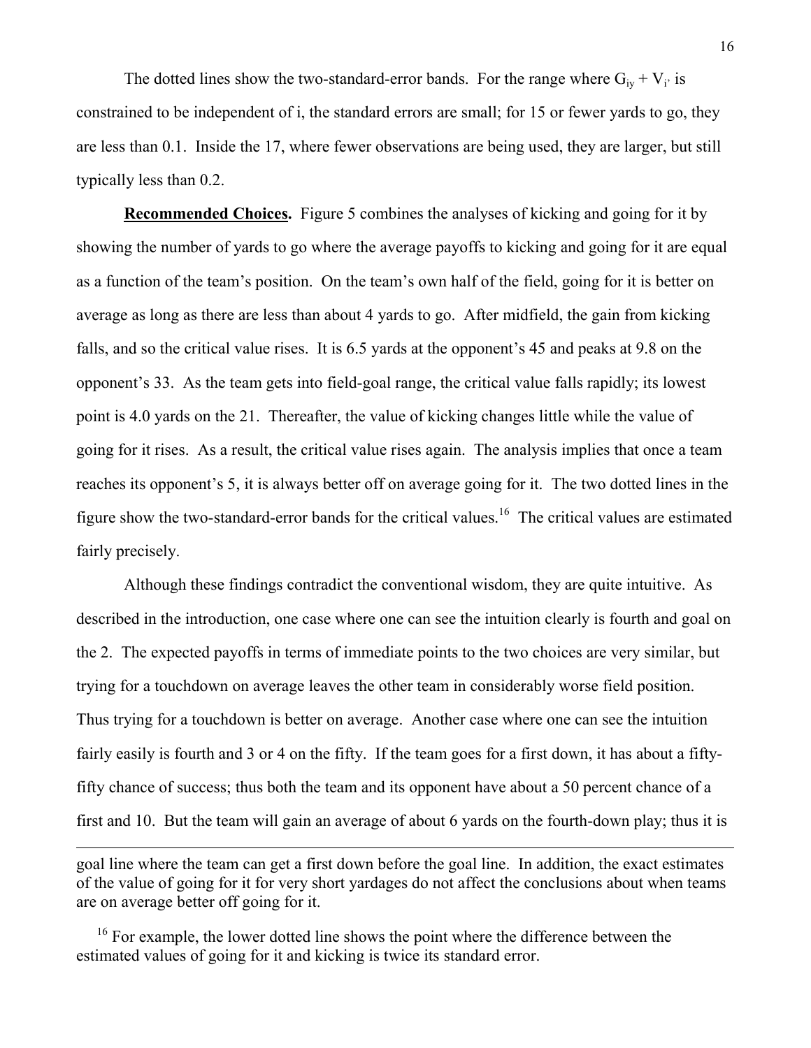The dotted lines show the two-standard-error bands. For the range where $G_{iy} + V_{i'}$ is constrained to be independent of i, the standard errors are small; for 15 or fewer yards to go, they are less than 0.1. Inside the 17, where fewer observations are being used, they are larger, but still typically less than 0.2.

**Recommended Choices.** Figure 5 combines the analyses of kicking and going for it by showing the number of yards to go where the average payoffs to kicking and going for it are equal as a function of the team's position. On the team's own half of the field, going for it is better on average as long as there are less than about 4 yards to go. After midfield, the gain from kicking falls, and so the critical value rises. It is 6.5 yards at the opponent's 45 and peaks at 9.8 on the opponent's 33. As the team gets into field-goal range, the critical value falls rapidly; its lowest point is 4.0 yards on the 21. Thereafter, the value of kicking changes little while the value of going for it rises. As a result, the critical value rises again. The analysis implies that once a team reaches its opponent's 5, it is always better off on average going for it. The two dotted lines in the figure show the two-standard-error bands for the critical values.[16] The critical values are estimated fairly precisely.

Although these findings contradict the conventional wisdom, they are quite intuitive. As described in the introduction, one case where one can see the intuition clearly is fourth and goal on the 2. The expected payoffs in terms of immediate points to the two choices are very similar, but trying for a touchdown on average leaves the other team in considerably worse field position. Thus trying for a touchdown is better on average. Another case where one can see the intuition fairly easily is fourth and 3 or 4 on the fifty. If the team goes for a first down, it has about a fifty-fifty chance of success; thus both the team and its opponent have about a 50 percent chance of a first and 10. But the team will gain an average of about 6 yards on the fourth-down play; thus it is

---

goal line where the team can get a first down before the goal line. In addition, the exact estimates of the value of going for it for very short yardages do not affect the conclusions about when teams are on average better off going for it.

[16] For example, the lower dotted line shows the point where the difference between the estimated values of going for it and kicking is twice its standard error.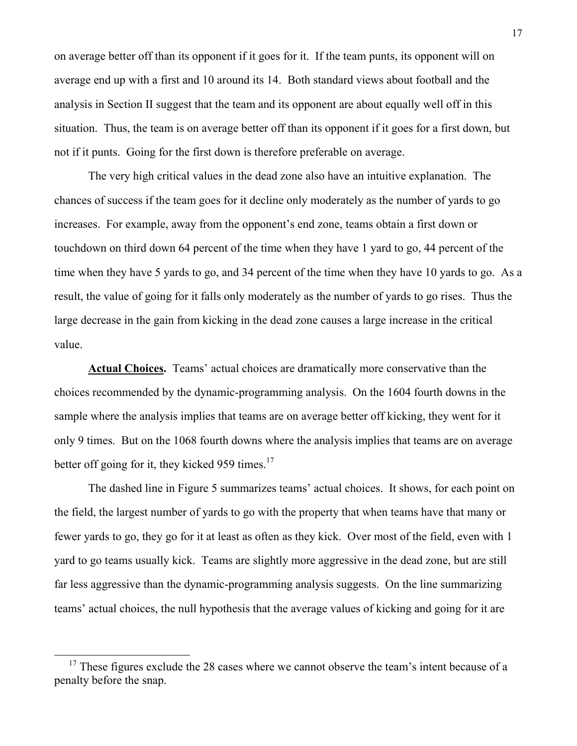on average better off than its opponent if it goes for it. If the team punts, its opponent will on average end up with a first and 10 around its 14. Both standard views about football and the analysis in Section II suggest that the team and its opponent are about equally well off in this situation. Thus, the team is on average better off than its opponent if it goes for a first down, but not if it punts. Going for the first down is therefore preferable on average.

The very high critical values in the dead zone also have an intuitive explanation. The chances of success if the team goes for it decline only moderately as the number of yards to go increases. For example, away from the opponent's end zone, teams obtain a first down or touchdown on third down 64 percent of the time when they have 1 yard to go, 44 percent of the time when they have 5 yards to go, and 34 percent of the time when they have 10 yards to go. As a result, the value of going for it falls only moderately as the number of yards to go rises. Thus the large decrease in the gain from kicking in the dead zone causes a large increase in the critical value.

**Actual Choices.** Teams' actual choices are dramatically more conservative than the choices recommended by the dynamic-programming analysis. On the 1604 fourth downs in the sample where the analysis implies that teams are on average better off kicking, they went for it only 9 times. But on the 1068 fourth downs where the analysis implies that teams are on average better off going for it, they kicked 959 times.[17]

The dashed line in Figure 5 summarizes teams' actual choices. It shows, for each point on the field, the largest number of yards to go with the property that when teams have that many or fewer yards to go, they go for it at least as often as they kick. Over most of the field, even with 1 yard to go teams usually kick. Teams are slightly more aggressive in the dead zone, but are still far less aggressive than the dynamic-programming analysis suggests. On the line summarizing teams' actual choices, the null hypothesis that the average values of kicking and going for it are

[17] These figures exclude the 28 cases where we cannot observe the team's intent because of a penalty before the snap.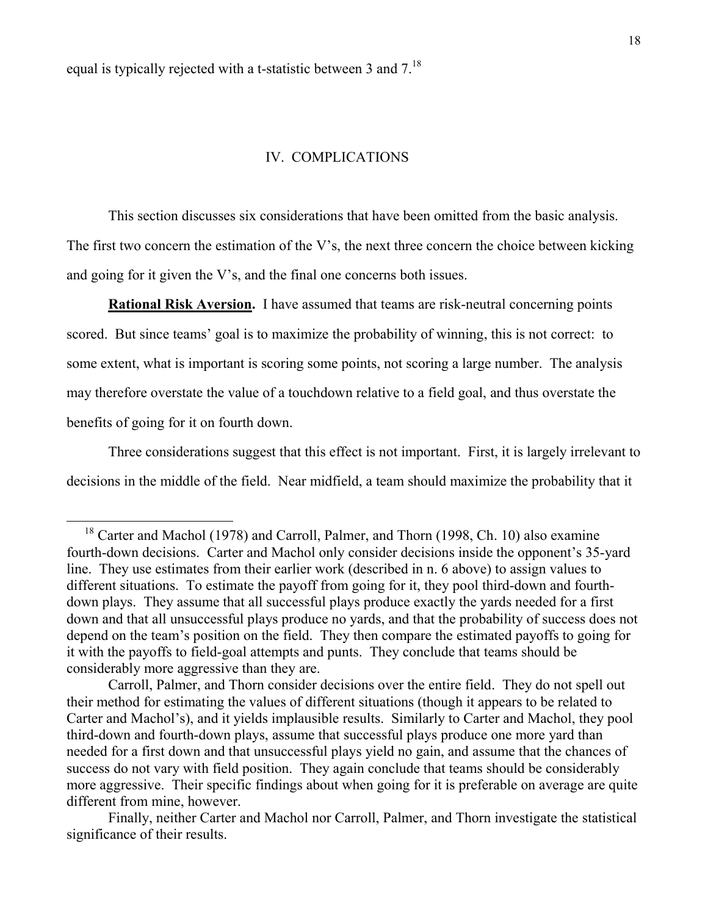equal is typically rejected with a t-statistic between 3 and 7.[18]

## IV. COMPLICATIONS

This section discusses six considerations that have been omitted from the basic analysis. The first two concern the estimation of the V's, the next three concern the choice between kicking and going for it given the V's, and the final one concerns both issues.

**Rational Risk Aversion.** I have assumed that teams are risk-neutral concerning points scored. But since teams' goal is to maximize the probability of winning, this is not correct: to some extent, what is important is scoring some points, not scoring a large number. The analysis may therefore overstate the value of a touchdown relative to a field goal, and thus overstate the benefits of going for it on fourth down.

Three considerations suggest that this effect is not important. First, it is largely irrelevant to decisions in the middle of the field. Near midfield, a team should maximize the probability that it

---

[18] Carter and Machol (1978) and Carroll, Palmer, and Thorn (1998, Ch. 10) also examine fourth-down decisions. Carter and Machol only consider decisions inside the opponent's 35-yard line. They use estimates from their earlier work (described in n. 6 above) to assign values to different situations. To estimate the payoff from going for it, they pool third-down and fourth-down plays. They assume that all successful plays produce exactly the yards needed for a first down and that all unsuccessful plays produce no yards, and that the probability of success does not depend on the team's position on the field. They then compare the estimated payoffs to going for it with the payoffs to field-goal attempts and punts. They conclude that teams should be considerably more aggressive than they are.

Carroll, Palmer, and Thorn consider decisions over the entire field. They do not spell out their method for estimating the values of different situations (though it appears to be related to Carter and Machol's), and it yields implausible results. Similarly to Carter and Machol, they pool third-down and fourth-down plays, assume that successful plays produce one more yard than needed for a first down and that unsuccessful plays yield no gain, and assume that the chances of success do not vary with field position. They again conclude that teams should be considerably more aggressive. Their specific findings about when going for it is preferable on average are quite different from mine, however.

Finally, neither Carter and Machol nor Carroll, Palmer, and Thorn investigate the statistical significance of their results.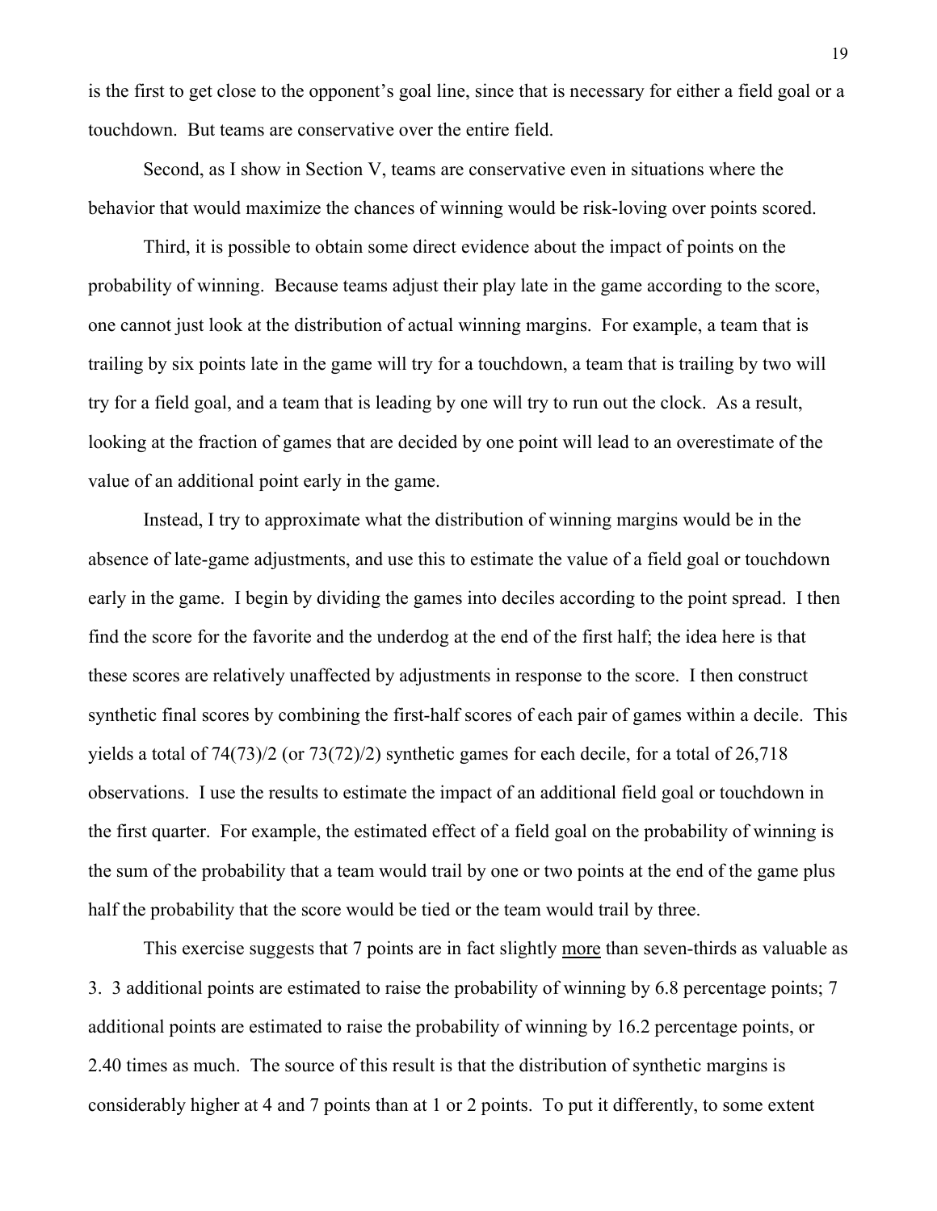is the first to get close to the opponent's goal line, since that is necessary for either a field goal or a touchdown. But teams are conservative over the entire field.

Second, as I show in Section V, teams are conservative even in situations where the behavior that would maximize the chances of winning would be risk-loving over points scored.

Third, it is possible to obtain some direct evidence about the impact of points on the probability of winning. Because teams adjust their play late in the game according to the score, one cannot just look at the distribution of actual winning margins. For example, a team that is trailing by six points late in the game will try for a touchdown, a team that is trailing by two will try for a field goal, and a team that is leading by one will try to run out the clock. As a result, looking at the fraction of games that are decided by one point will lead to an overestimate of the value of an additional point early in the game.

Instead, I try to approximate what the distribution of winning margins would be in the absence of late-game adjustments, and use this to estimate the value of a field goal or touchdown early in the game. I begin by dividing the games into deciles according to the point spread. I then find the score for the favorite and the underdog at the end of the first half; the idea here is that these scores are relatively unaffected by adjustments in response to the score. I then construct synthetic final scores by combining the first-half scores of each pair of games within a decile. This yields a total of 74(73)/2 (or 73(72)/2) synthetic games for each decile, for a total of 26,718 observations. I use the results to estimate the impact of an additional field goal or touchdown in the first quarter. For example, the estimated effect of a field goal on the probability of winning is the sum of the probability that a team would trail by one or two points at the end of the game plus half the probability that the score would be tied or the team would trail by three.

This exercise suggests that 7 points are in fact slightly <u>more</u> than seven-thirds as valuable as 3. 3 additional points are estimated to raise the probability of winning by 6.8 percentage points; 7 additional points are estimated to raise the probability of winning by 16.2 percentage points, or 2.40 times as much. The source of this result is that the distribution of synthetic margins is considerably higher at 4 and 7 points than at 1 or 2 points. To put it differently, to some extent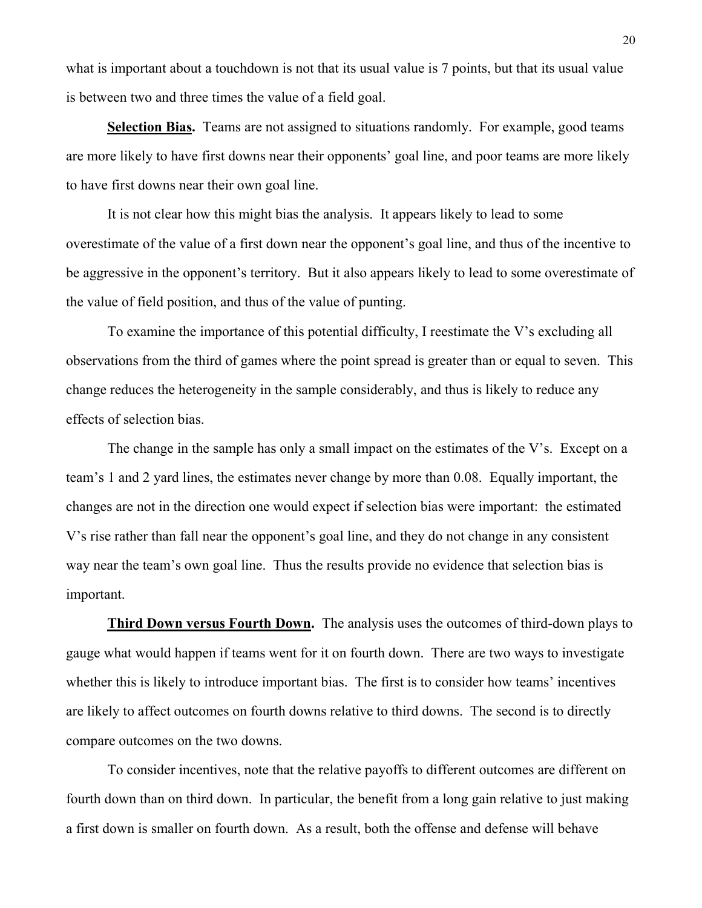what is important about a touchdown is not that its usual value is 7 points, but that its usual value is between two and three times the value of a field goal.

**Selection Bias.** Teams are not assigned to situations randomly. For example, good teams are more likely to have first downs near their opponents' goal line, and poor teams are more likely to have first downs near their own goal line.

It is not clear how this might bias the analysis. It appears likely to lead to some overestimate of the value of a first down near the opponent's goal line, and thus of the incentive to be aggressive in the opponent's territory. But it also appears likely to lead to some overestimate of the value of field position, and thus of the value of punting.

To examine the importance of this potential difficulty, I reestimate the V's excluding all observations from the third of games where the point spread is greater than or equal to seven. This change reduces the heterogeneity in the sample considerably, and thus is likely to reduce any effects of selection bias.

The change in the sample has only a small impact on the estimates of the V's. Except on a team's 1 and 2 yard lines, the estimates never change by more than 0.08. Equally important, the changes are not in the direction one would expect if selection bias were important: the estimated V's rise rather than fall near the opponent's goal line, and they do not change in any consistent way near the team's own goal line. Thus the results provide no evidence that selection bias is important.

**Third Down versus Fourth Down.** The analysis uses the outcomes of third-down plays to gauge what would happen if teams went for it on fourth down. There are two ways to investigate whether this is likely to introduce important bias. The first is to consider how teams' incentives are likely to affect outcomes on fourth downs relative to third downs. The second is to directly compare outcomes on the two downs.

To consider incentives, note that the relative payoffs to different outcomes are different on fourth down than on third down. In particular, the benefit from a long gain relative to just making a first down is smaller on fourth down. As a result, both the offense and defense will behave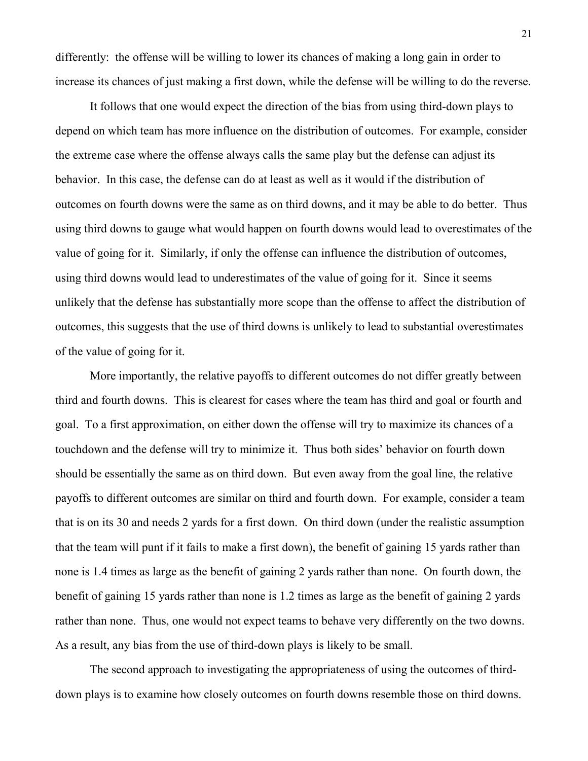differently: the offense will be willing to lower its chances of making a long gain in order to increase its chances of just making a first down, while the defense will be willing to do the reverse.

It follows that one would expect the direction of the bias from using third-down plays to depend on which team has more influence on the distribution of outcomes. For example, consider the extreme case where the offense always calls the same play but the defense can adjust its behavior. In this case, the defense can do at least as well as it would if the distribution of outcomes on fourth downs were the same as on third downs, and it may be able to do better. Thus using third downs to gauge what would happen on fourth downs would lead to overestimates of the value of going for it. Similarly, if only the offense can influence the distribution of outcomes, using third downs would lead to underestimates of the value of going for it. Since it seems unlikely that the defense has substantially more scope than the offense to affect the distribution of outcomes, this suggests that the use of third downs is unlikely to lead to substantial overestimates of the value of going for it.

More importantly, the relative payoffs to different outcomes do not differ greatly between third and fourth downs. This is clearest for cases where the team has third and goal or fourth and goal. To a first approximation, on either down the offense will try to maximize its chances of a touchdown and the defense will try to minimize it. Thus both sides' behavior on fourth down should be essentially the same as on third down. But even away from the goal line, the relative payoffs to different outcomes are similar on third and fourth down. For example, consider a team that is on its 30 and needs 2 yards for a first down. On third down (under the realistic assumption that the team will punt if it fails to make a first down), the benefit of gaining 15 yards rather than none is 1.4 times as large as the benefit of gaining 2 yards rather than none. On fourth down, the benefit of gaining 15 yards rather than none is 1.2 times as large as the benefit of gaining 2 yards rather than none. Thus, one would not expect teams to behave very differently on the two downs. As a result, any bias from the use of third-down plays is likely to be small.

The second approach to investigating the appropriateness of using the outcomes of third-down plays is to examine how closely outcomes on fourth downs resemble those on third downs.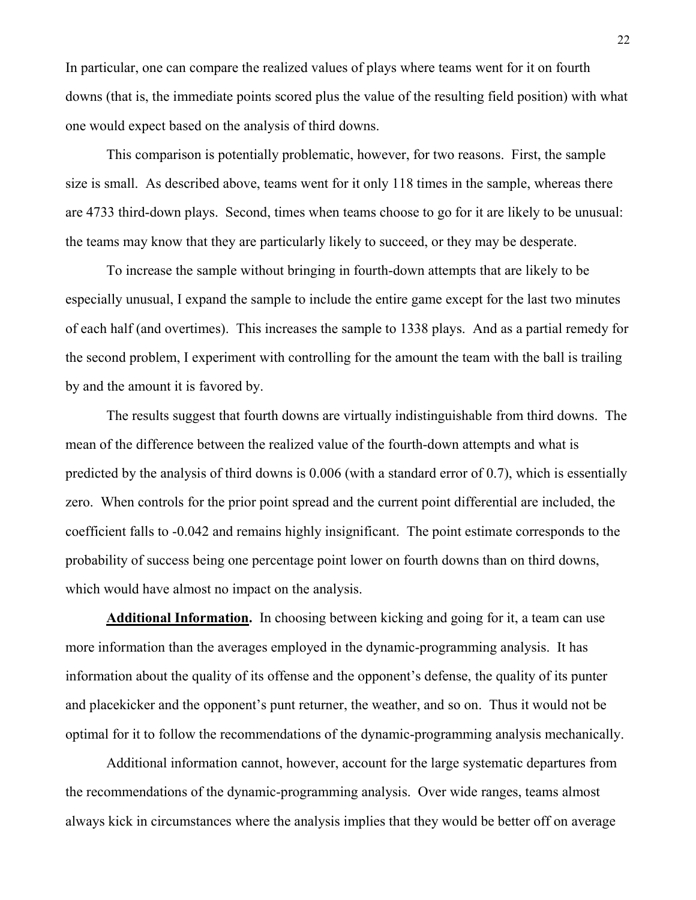In particular, one can compare the realized values of plays where teams went for it on fourth downs (that is, the immediate points scored plus the value of the resulting field position) with what one would expect based on the analysis of third downs.

This comparison is potentially problematic, however, for two reasons. First, the sample size is small. As described above, teams went for it only 118 times in the sample, whereas there are 4733 third-down plays. Second, times when teams choose to go for it are likely to be unusual: the teams may know that they are particularly likely to succeed, or they may be desperate.

To increase the sample without bringing in fourth-down attempts that are likely to be especially unusual, I expand the sample to include the entire game except for the last two minutes of each half (and overtimes). This increases the sample to 1338 plays. And as a partial remedy for the second problem, I experiment with controlling for the amount the team with the ball is trailing by and the amount it is favored by.

The results suggest that fourth downs are virtually indistinguishable from third downs. The mean of the difference between the realized value of the fourth-down attempts and what is predicted by the analysis of third downs is 0.006 (with a standard error of 0.7), which is essentially zero. When controls for the prior point spread and the current point differential are included, the coefficient falls to -0.042 and remains highly insignificant. The point estimate corresponds to the probability of success being one percentage point lower on fourth downs than on third downs, which would have almost no impact on the analysis.

**Additional Information.** In choosing between kicking and going for it, a team can use more information than the averages employed in the dynamic-programming analysis. It has information about the quality of its offense and the opponent's defense, the quality of its punter and placekicker and the opponent's punt returner, the weather, and so on. Thus it would not be optimal for it to follow the recommendations of the dynamic-programming analysis mechanically.

Additional information cannot, however, account for the large systematic departures from the recommendations of the dynamic-programming analysis. Over wide ranges, teams almost always kick in circumstances where the analysis implies that they would be better off on average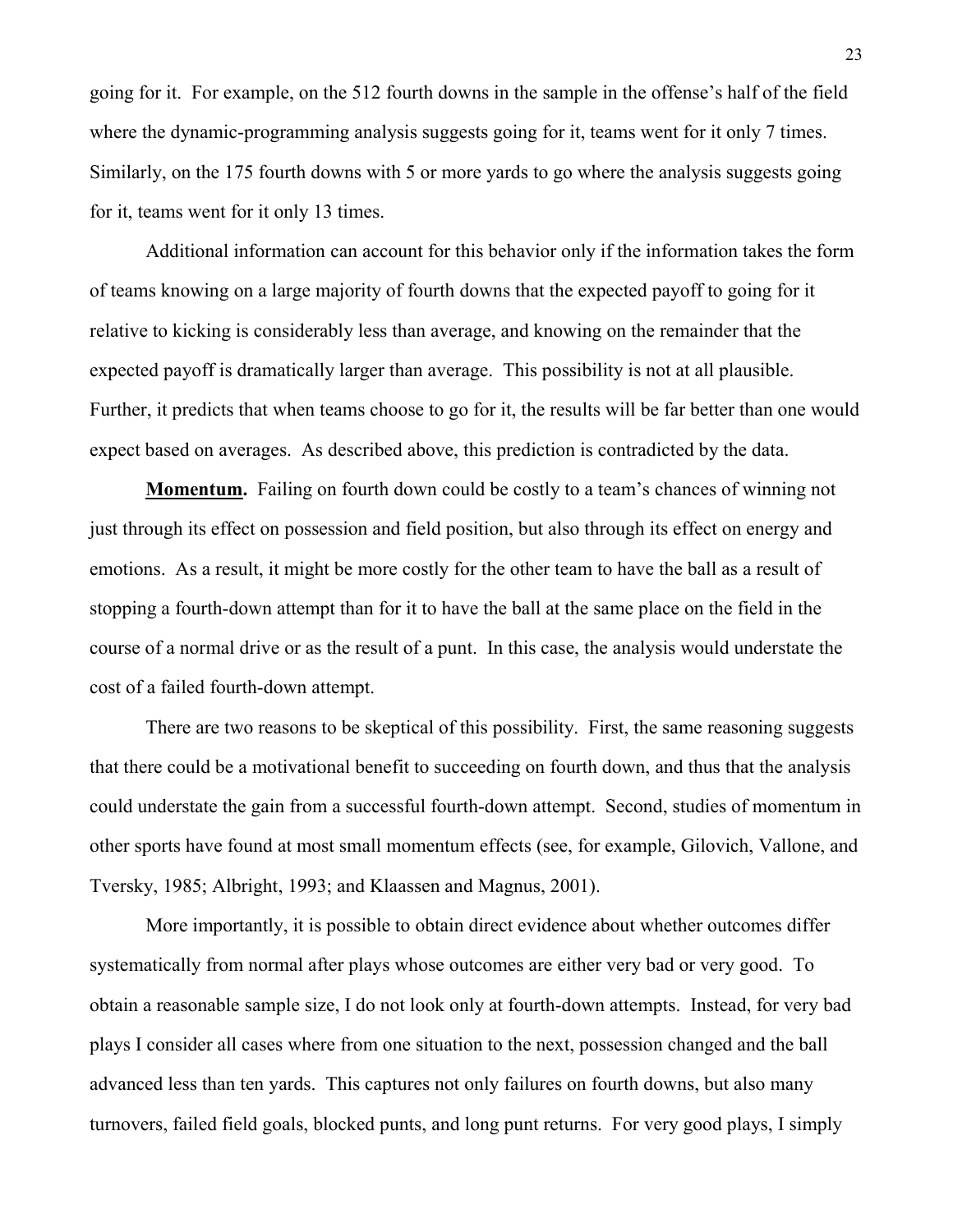going for it. For example, on the 512 fourth downs in the sample in the offense's half of the field where the dynamic-programming analysis suggests going for it, teams went for it only 7 times. Similarly, on the 175 fourth downs with 5 or more yards to go where the analysis suggests going for it, teams went for it only 13 times.

Additional information can account for this behavior only if the information takes the form of teams knowing on a large majority of fourth downs that the expected payoff to going for it relative to kicking is considerably less than average, and knowing on the remainder that the expected payoff is dramatically larger than average. This possibility is not at all plausible. Further, it predicts that when teams choose to go for it, the results will be far better than one would expect based on averages. As described above, this prediction is contradicted by the data.

**Momentum.** Failing on fourth down could be costly to a team's chances of winning not just through its effect on possession and field position, but also through its effect on energy and emotions. As a result, it might be more costly for the other team to have the ball as a result of stopping a fourth-down attempt than for it to have the ball at the same place on the field in the course of a normal drive or as the result of a punt. In this case, the analysis would understate the cost of a failed fourth-down attempt.

There are two reasons to be skeptical of this possibility. First, the same reasoning suggests that there could be a motivational benefit to succeeding on fourth down, and thus that the analysis could understate the gain from a successful fourth-down attempt. Second, studies of momentum in other sports have found at most small momentum effects (see, for example, Gilovich, Vallone, and Tversky, 1985; Albright, 1993; and Klaassen and Magnus, 2001).

More importantly, it is possible to obtain direct evidence about whether outcomes differ systematically from normal after plays whose outcomes are either very bad or very good. To obtain a reasonable sample size, I do not look only at fourth-down attempts. Instead, for very bad plays I consider all cases where from one situation to the next, possession changed and the ball advanced less than ten yards. This captures not only failures on fourth downs, but also many turnovers, failed field goals, blocked punts, and long punt returns. For very good plays, I simply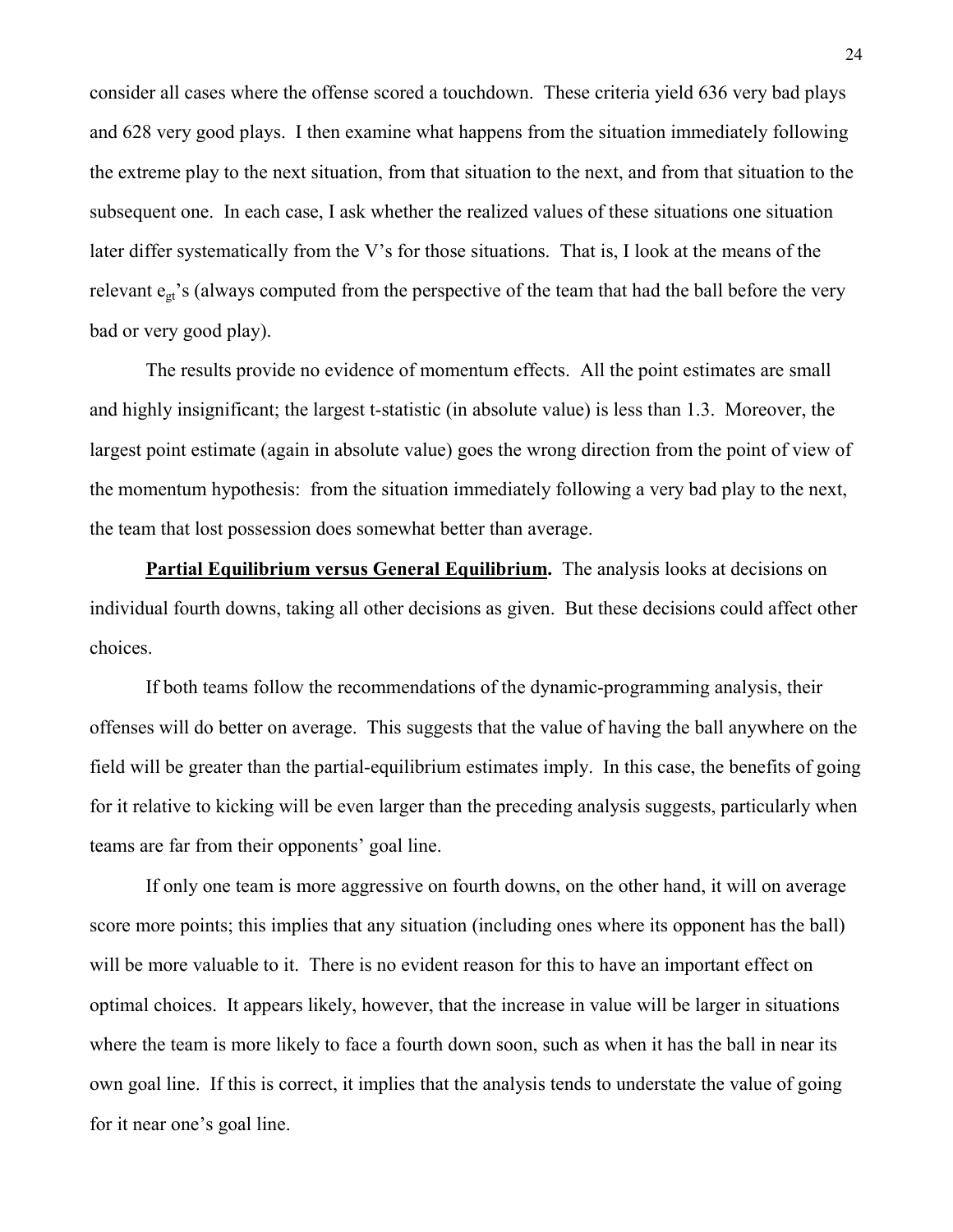consider all cases where the offense scored a touchdown. These criteria yield 636 very bad plays and 628 very good plays. I then examine what happens from the situation immediately following the extreme play to the next situation, from that situation to the next, and from that situation to the subsequent one. In each case, I ask whether the realized values of these situations one situation later differ systematically from the V's for those situations. That is, I look at the means of the relevant $e_{gt}$'s (always computed from the perspective of the team that had the ball before the very bad or very good play).

The results provide no evidence of momentum effects. All the point estimates are small and highly insignificant; the largest t-statistic (in absolute value) is less than 1.3. Moreover, the largest point estimate (again in absolute value) goes the wrong direction from the point of view of the momentum hypothesis: from the situation immediately following a very bad play to the next, the team that lost possession does somewhat better than average.

**Partial Equilibrium versus General Equilibrium.** The analysis looks at decisions on individual fourth downs, taking all other decisions as given. But these decisions could affect other choices.

If both teams follow the recommendations of the dynamic-programming analysis, their offenses will do better on average. This suggests that the value of having the ball anywhere on the field will be greater than the partial-equilibrium estimates imply. In this case, the benefits of going for it relative to kicking will be even larger than the preceding analysis suggests, particularly when teams are far from their opponents' goal line.

If only one team is more aggressive on fourth downs, on the other hand, it will on average score more points; this implies that any situation (including ones where its opponent has the ball) will be more valuable to it. There is no evident reason for this to have an important effect on optimal choices. It appears likely, however, that the increase in value will be larger in situations where the team is more likely to face a fourth down soon, such as when it has the ball in near its own goal line. If this is correct, it implies that the analysis tends to understate the value of going for it near one's goal line.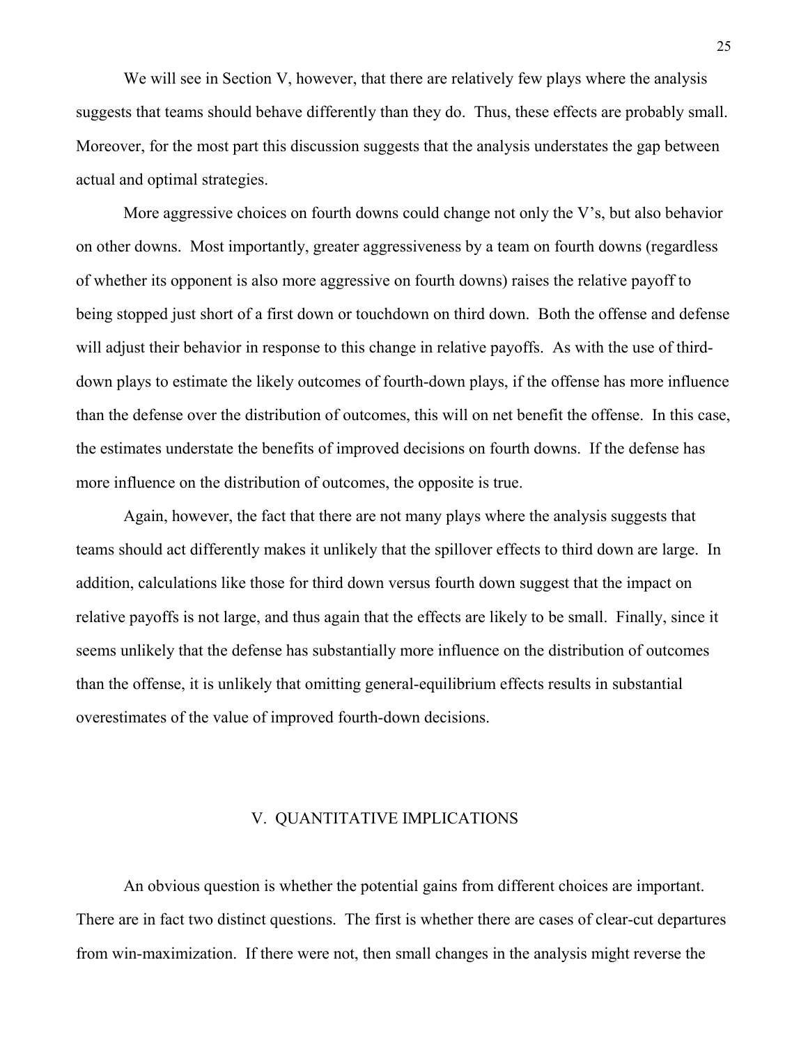We will see in Section V, however, that there are relatively few plays where the analysis suggests that teams should behave differently than they do. Thus, these effects are probably small. Moreover, for the most part this discussion suggests that the analysis understates the gap between actual and optimal strategies.

More aggressive choices on fourth downs could change not only the V's, but also behavior on other downs. Most importantly, greater aggressiveness by a team on fourth downs (regardless of whether its opponent is also more aggressive on fourth downs) raises the relative payoff to being stopped just short of a first down or touchdown on third down. Both the offense and defense will adjust their behavior in response to this change in relative payoffs. As with the use of third-down plays to estimate the likely outcomes of fourth-down plays, if the offense has more influence than the defense over the distribution of outcomes, this will on net benefit the offense. In this case, the estimates understate the benefits of improved decisions on fourth downs. If the defense has more influence on the distribution of outcomes, the opposite is true.

Again, however, the fact that there are not many plays where the analysis suggests that teams should act differently makes it unlikely that the spillover effects to third down are large. In addition, calculations like those for third down versus fourth down suggest that the impact on relative payoffs is not large, and thus again that the effects are likely to be small. Finally, since it seems unlikely that the defense has substantially more influence on the distribution of outcomes than the offense, it is unlikely that omitting general-equilibrium effects results in substantial overestimates of the value of improved fourth-down decisions.

## V. QUANTITATIVE IMPLICATIONS

An obvious question is whether the potential gains from different choices are important. There are in fact two distinct questions. The first is whether there are cases of clear-cut departures from win-maximization. If there were not, then small changes in the analysis might reverse the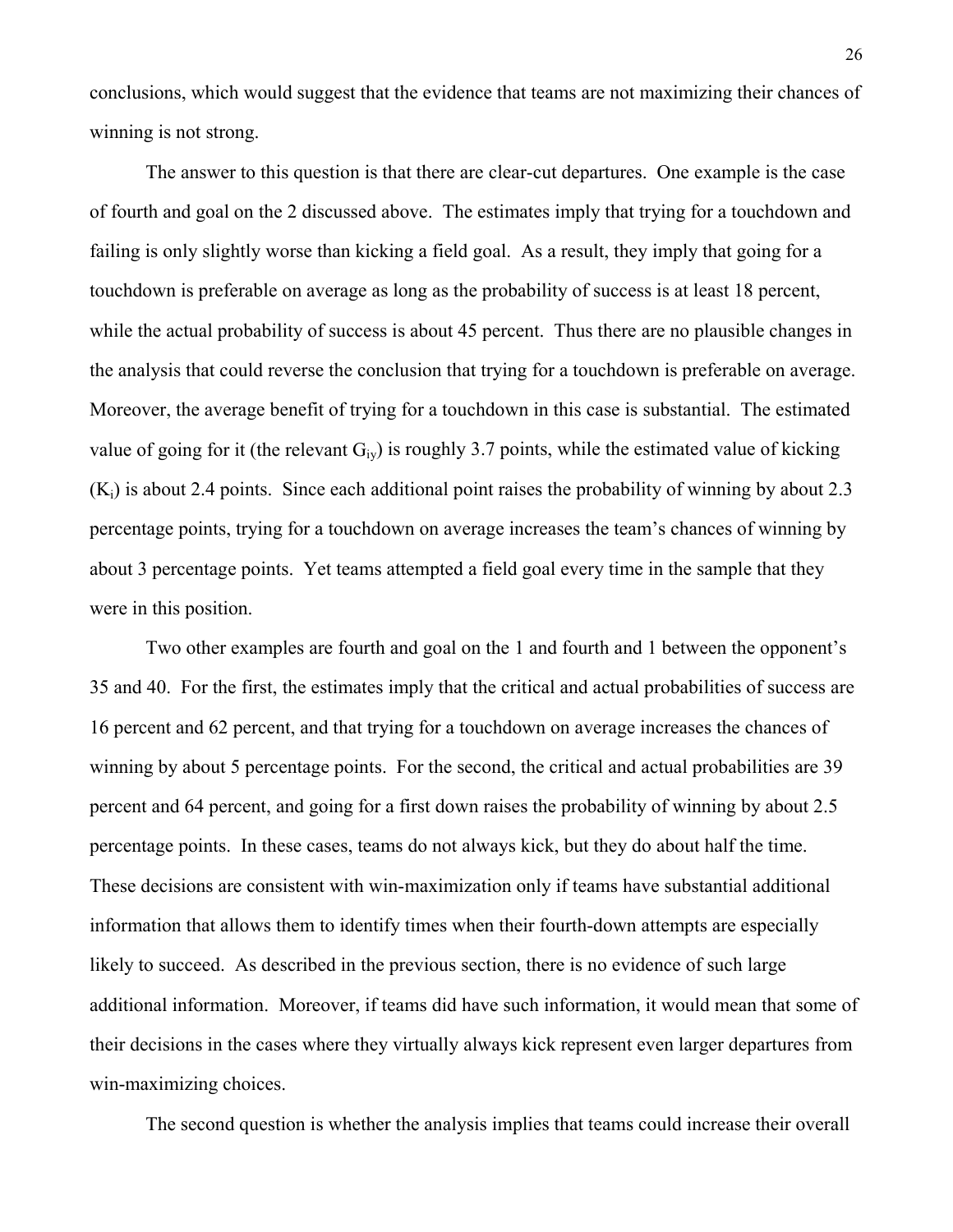conclusions, which would suggest that the evidence that teams are not maximizing their chances of winning is not strong.

The answer to this question is that there are clear-cut departures. One example is the case of fourth and goal on the 2 discussed above. The estimates imply that trying for a touchdown and failing is only slightly worse than kicking a field goal. As a result, they imply that going for a touchdown is preferable on average as long as the probability of success is at least 18 percent, while the actual probability of success is about 45 percent. Thus there are no plausible changes in the analysis that could reverse the conclusion that trying for a touchdown is preferable on average. Moreover, the average benefit of trying for a touchdown in this case is substantial. The estimated value of going for it (the relevant $G_{iy}$) is roughly 3.7 points, while the estimated value of kicking ($K_i$) is about 2.4 points. Since each additional point raises the probability of winning by about 2.3 percentage points, trying for a touchdown on average increases the team's chances of winning by about 3 percentage points. Yet teams attempted a field goal every time in the sample that they were in this position.

Two other examples are fourth and goal on the 1 and fourth and 1 between the opponent's 35 and 40. For the first, the estimates imply that the critical and actual probabilities of success are 16 percent and 62 percent, and that trying for a touchdown on average increases the chances of winning by about 5 percentage points. For the second, the critical and actual probabilities are 39 percent and 64 percent, and going for a first down raises the probability of winning by about 2.5 percentage points. In these cases, teams do not always kick, but they do about half the time. These decisions are consistent with win-maximization only if teams have substantial additional information that allows them to identify times when their fourth-down attempts are especially likely to succeed. As described in the previous section, there is no evidence of such large additional information. Moreover, if teams did have such information, it would mean that some of their decisions in the cases where they virtually always kick represent even larger departures from win-maximizing choices.

The second question is whether the analysis implies that teams could increase their overall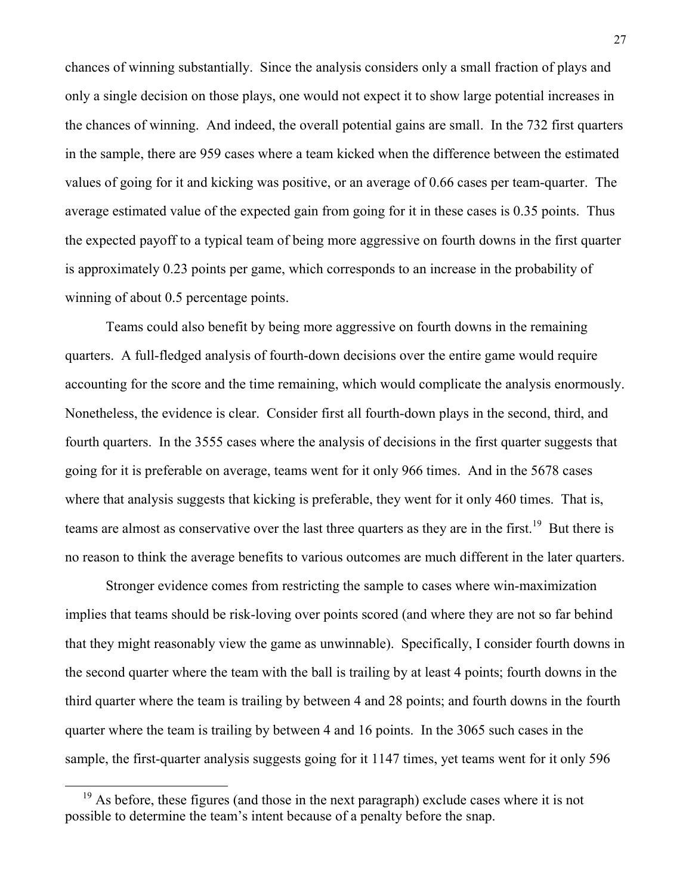chances of winning substantially. Since the analysis considers only a small fraction of plays and only a single decision on those plays, one would not expect it to show large potential increases in the chances of winning. And indeed, the overall potential gains are small. In the 732 first quarters in the sample, there are 959 cases where a team kicked when the difference between the estimated values of going for it and kicking was positive, or an average of 0.66 cases per team-quarter. The average estimated value of the expected gain from going for it in these cases is 0.35 points. Thus the expected payoff to a typical team of being more aggressive on fourth downs in the first quarter is approximately 0.23 points per game, which corresponds to an increase in the probability of winning of about 0.5 percentage points.

Teams could also benefit by being more aggressive on fourth downs in the remaining quarters. A full-fledged analysis of fourth-down decisions over the entire game would require accounting for the score and the time remaining, which would complicate the analysis enormously. Nonetheless, the evidence is clear. Consider first all fourth-down plays in the second, third, and fourth quarters. In the 3555 cases where the analysis of decisions in the first quarter suggests that going for it is preferable on average, teams went for it only 966 times. And in the 5678 cases where that analysis suggests that kicking is preferable, they went for it only 460 times. That is, teams are almost as conservative over the last three quarters as they are in the first.[19] But there is no reason to think the average benefits to various outcomes are much different in the later quarters.

Stronger evidence comes from restricting the sample to cases where win-maximization implies that teams should be risk-loving over points scored (and where they are not so far behind that they might reasonably view the game as unwinnable). Specifically, I consider fourth downs in the second quarter where the team with the ball is trailing by at least 4 points; fourth downs in the third quarter where the team is trailing by between 4 and 28 points; and fourth downs in the fourth quarter where the team is trailing by between 4 and 16 points. In the 3065 such cases in the sample, the first-quarter analysis suggests going for it 1147 times, yet teams went for it only 596

[19] As before, these figures (and those in the next paragraph) exclude cases where it is not possible to determine the team's intent because of a penalty before the snap.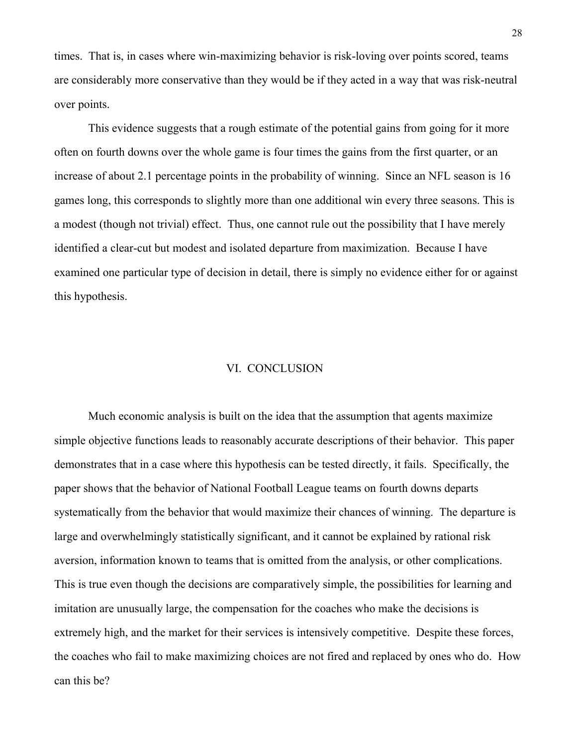times. That is, in cases where win-maximizing behavior is risk-loving over points scored, teams are considerably more conservative than they would be if they acted in a way that was risk-neutral over points.

This evidence suggests that a rough estimate of the potential gains from going for it more often on fourth downs over the whole game is four times the gains from the first quarter, or an increase of about 2.1 percentage points in the probability of winning. Since an NFL season is 16 games long, this corresponds to slightly more than one additional win every three seasons. This is a modest (though not trivial) effect. Thus, one cannot rule out the possibility that I have merely identified a clear-cut but modest and isolated departure from maximization. Because I have examined one particular type of decision in detail, there is simply no evidence either for or against this hypothesis.

## VI. CONCLUSION

Much economic analysis is built on the idea that the assumption that agents maximize simple objective functions leads to reasonably accurate descriptions of their behavior. This paper demonstrates that in a case where this hypothesis can be tested directly, it fails. Specifically, the paper shows that the behavior of National Football League teams on fourth downs departs systematically from the behavior that would maximize their chances of winning. The departure is large and overwhelmingly statistically significant, and it cannot be explained by rational risk aversion, information known to teams that is omitted from the analysis, or other complications. This is true even though the decisions are comparatively simple, the possibilities for learning and imitation are unusually large, the compensation for the coaches who make the decisions is extremely high, and the market for their services is intensively competitive. Despite these forces, the coaches who fail to make maximizing choices are not fired and replaced by ones who do. How can this be?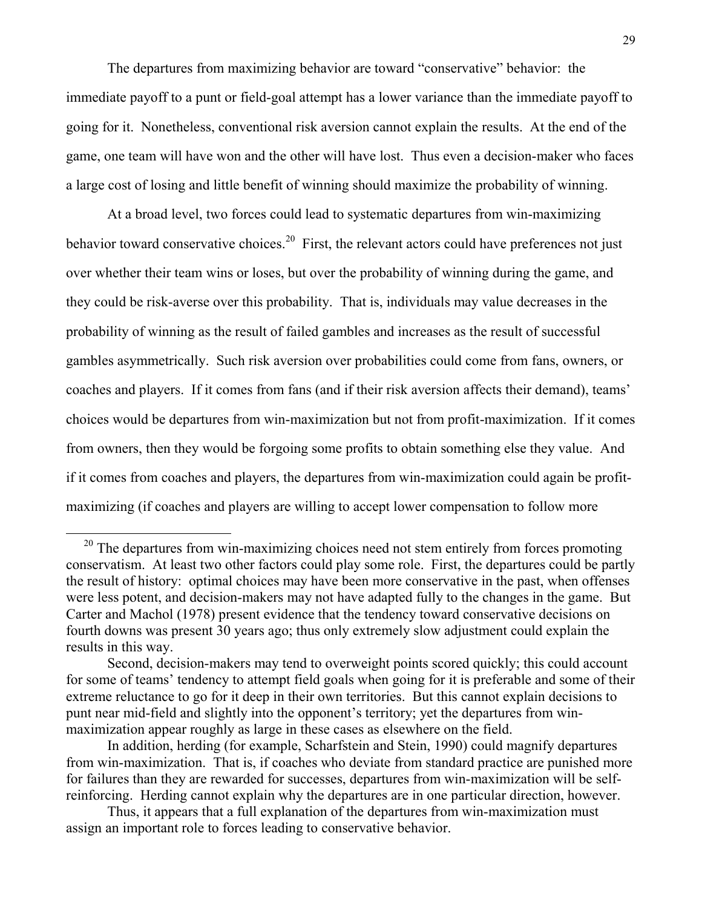The departures from maximizing behavior are toward "conservative" behavior: the immediate payoff to a punt or field-goal attempt has a lower variance than the immediate payoff to going for it. Nonetheless, conventional risk aversion cannot explain the results. At the end of the game, one team will have won and the other will have lost. Thus even a decision-maker who faces a large cost of losing and little benefit of winning should maximize the probability of winning.

At a broad level, two forces could lead to systematic departures from win-maximizing behavior toward conservative choices.[20] First, the relevant actors could have preferences not just over whether their team wins or loses, but over the probability of winning during the game, and they could be risk-averse over this probability. That is, individuals may value decreases in the probability of winning as the result of failed gambles and increases as the result of successful gambles asymmetrically. Such risk aversion over probabilities could come from fans, owners, or coaches and players. If it comes from fans (and if their risk aversion affects their demand), teams' choices would be departures from win-maximization but not from profit-maximization. If it comes from owners, then they would be forgoing some profits to obtain something else they value. And if it comes from coaches and players, the departures from win-maximization could again be profit-maximizing (if coaches and players are willing to accept lower compensation to follow more

---

[20] The departures from win-maximizing choices need not stem entirely from forces promoting conservatism. At least two other factors could play some role. First, the departures could be partly the result of history: optimal choices may have been more conservative in the past, when offenses were less potent, and decision-makers may not have adapted fully to the changes in the game. But Carter and Machol (1978) present evidence that the tendency toward conservative decisions on fourth downs was present 30 years ago; thus only extremely slow adjustment could explain the results in this way.

Second, decision-makers may tend to overweight points scored quickly; this could account for some of teams' tendency to attempt field goals when going for it is preferable and some of their extreme reluctance to go for it deep in their own territories. But this cannot explain decisions to punt near mid-field and slightly into the opponent's territory; yet the departures from win-maximization appear roughly as large in these cases as elsewhere on the field.

In addition, herding (for example, Scharfstein and Stein, 1990) could magnify departures from win-maximization. That is, if coaches who deviate from standard practice are punished more for failures than they are rewarded for successes, departures from win-maximization will be self-reinforcing. Herding cannot explain why the departures are in one particular direction, however.

Thus, it appears that a full explanation of the departures from win-maximization must assign an important role to forces leading to conservative behavior.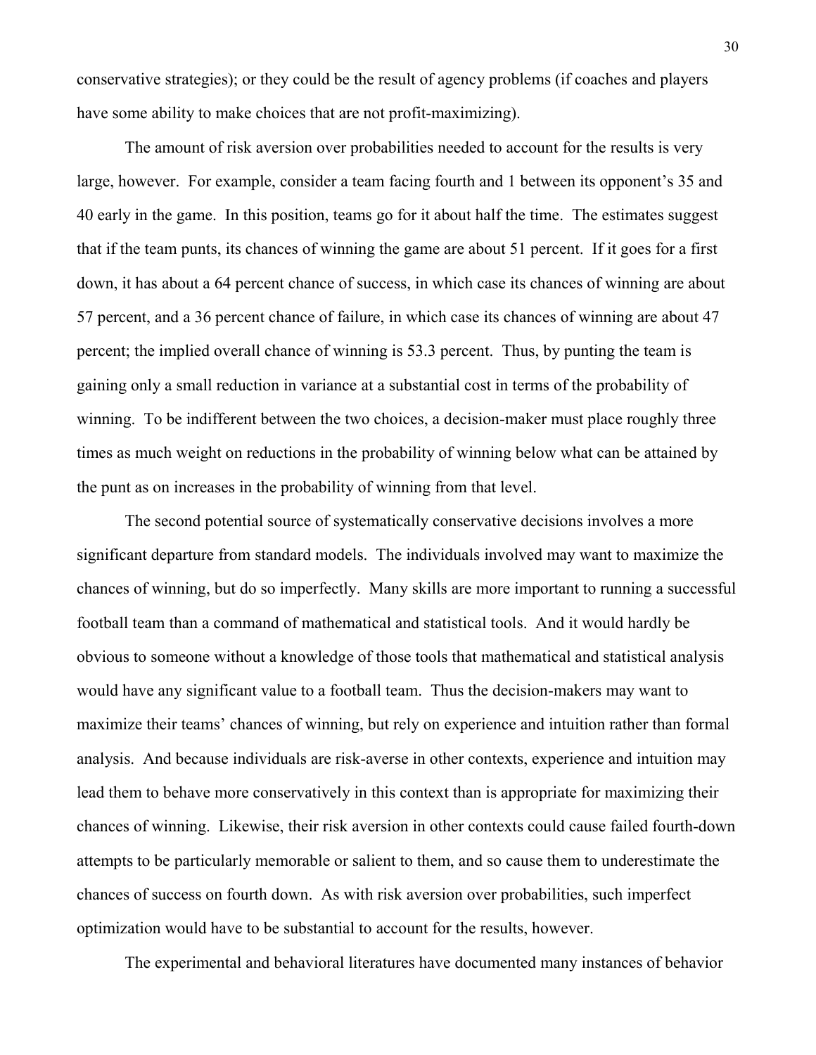conservative strategies); or they could be the result of agency problems (if coaches and players have some ability to make choices that are not profit-maximizing).

The amount of risk aversion over probabilities needed to account for the results is very large, however. For example, consider a team facing fourth and 1 between its opponent's 35 and 40 early in the game. In this position, teams go for it about half the time. The estimates suggest that if the team punts, its chances of winning the game are about 51 percent. If it goes for a first down, it has about a 64 percent chance of success, in which case its chances of winning are about 57 percent, and a 36 percent chance of failure, in which case its chances of winning are about 47 percent; the implied overall chance of winning is 53.3 percent. Thus, by punting the team is gaining only a small reduction in variance at a substantial cost in terms of the probability of winning. To be indifferent between the two choices, a decision-maker must place roughly three times as much weight on reductions in the probability of winning below what can be attained by the punt as on increases in the probability of winning from that level.

The second potential source of systematically conservative decisions involves a more significant departure from standard models. The individuals involved may want to maximize the chances of winning, but do so imperfectly. Many skills are more important to running a successful football team than a command of mathematical and statistical tools. And it would hardly be obvious to someone without a knowledge of those tools that mathematical and statistical analysis would have any significant value to a football team. Thus the decision-makers may want to maximize their teams' chances of winning, but rely on experience and intuition rather than formal analysis. And because individuals are risk-averse in other contexts, experience and intuition may lead them to behave more conservatively in this context than is appropriate for maximizing their chances of winning. Likewise, their risk aversion in other contexts could cause failed fourth-down attempts to be particularly memorable or salient to them, and so cause them to underestimate the chances of success on fourth down. As with risk aversion over probabilities, such imperfect optimization would have to be substantial to account for the results, however.

The experimental and behavioral literatures have documented many instances of behavior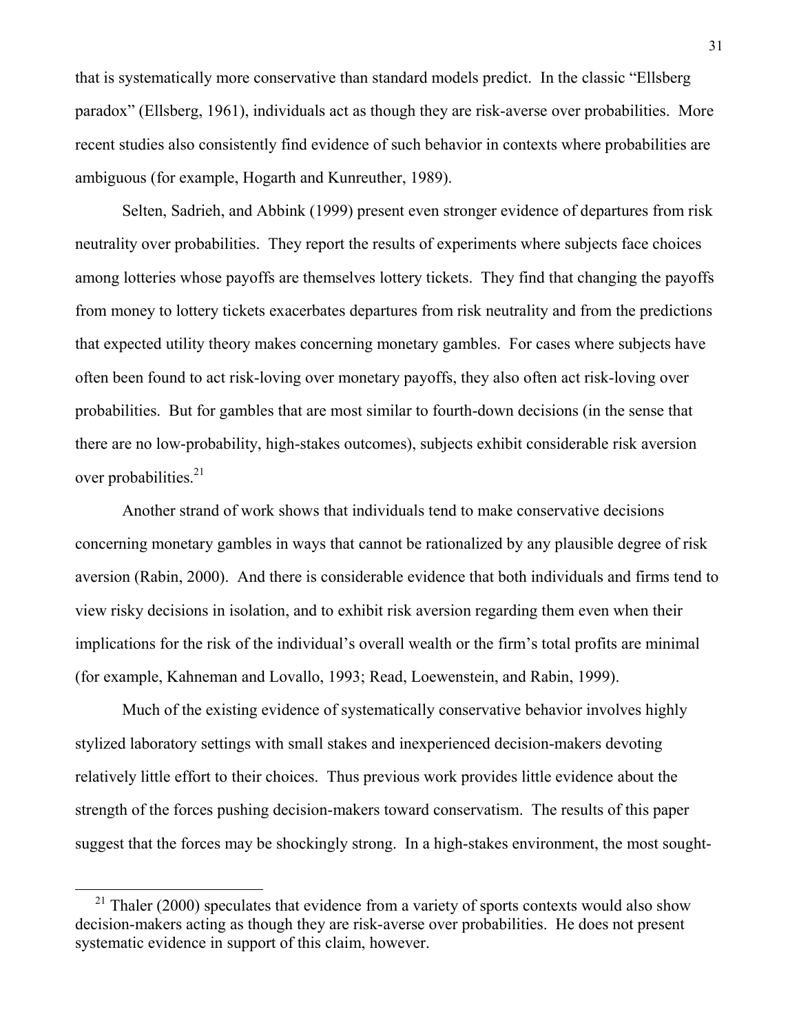that is systematically more conservative than standard models predict. In the classic "Ellsberg paradox" (Ellsberg, 1961), individuals act as though they are risk-averse over probabilities. More recent studies also consistently find evidence of such behavior in contexts where probabilities are ambiguous (for example, Hogarth and Kunreuther, 1989).

Selten, Sadrieh, and Abbink (1999) present even stronger evidence of departures from risk neutrality over probabilities. They report the results of experiments where subjects face choices among lotteries whose payoffs are themselves lottery tickets. They find that changing the payoffs from money to lottery tickets exacerbates departures from risk neutrality and from the predictions that expected utility theory makes concerning monetary gambles. For cases where subjects have often been found to act risk-loving over monetary payoffs, they also often act risk-loving over probabilities. But for gambles that are most similar to fourth-down decisions (in the sense that there are no low-probability, high-stakes outcomes), subjects exhibit considerable risk aversion over probabilities.[21]

Another strand of work shows that individuals tend to make conservative decisions concerning monetary gambles in ways that cannot be rationalized by any plausible degree of risk aversion (Rabin, 2000). And there is considerable evidence that both individuals and firms tend to view risky decisions in isolation, and to exhibit risk aversion regarding them even when their implications for the risk of the individual's overall wealth or the firm's total profits are minimal (for example, Kahneman and Lovallo, 1993; Read, Loewenstein, and Rabin, 1999).

Much of the existing evidence of systematically conservative behavior involves highly stylized laboratory settings with small stakes and inexperienced decision-makers devoting relatively little effort to their choices. Thus previous work provides little evidence about the strength of the forces pushing decision-makers toward conservatism. The results of this paper suggest that the forces may be shockingly strong. In a high-stakes environment, the most sought-

[21] Thaler (2000) speculates that evidence from a variety of sports contexts would also show decision-makers acting as though they are risk-averse over probabilities. He does not present systematic evidence in support of this claim, however.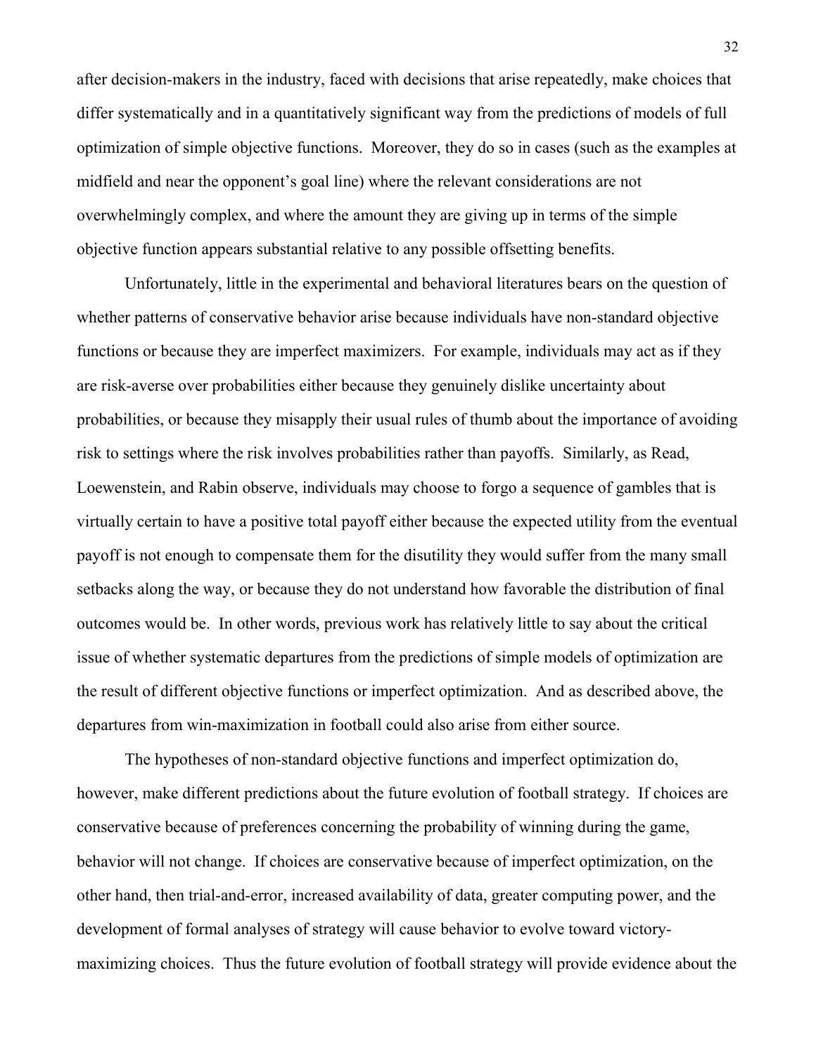after decision-makers in the industry, faced with decisions that arise repeatedly, make choices that differ systematically and in a quantitatively significant way from the predictions of models of full optimization of simple objective functions. Moreover, they do so in cases (such as the examples at midfield and near the opponent's goal line) where the relevant considerations are not overwhelmingly complex, and where the amount they are giving up in terms of the simple objective function appears substantial relative to any possible offsetting benefits.

Unfortunately, little in the experimental and behavioral literatures bears on the question of whether patterns of conservative behavior arise because individuals have non-standard objective functions or because they are imperfect maximizers. For example, individuals may act as if they are risk-averse over probabilities either because they genuinely dislike uncertainty about probabilities, or because they misapply their usual rules of thumb about the importance of avoiding risk to settings where the risk involves probabilities rather than payoffs. Similarly, as Read, Loewenstein, and Rabin observe, individuals may choose to forgo a sequence of gambles that is virtually certain to have a positive total payoff either because the expected utility from the eventual payoff is not enough to compensate them for the disutility they would suffer from the many small setbacks along the way, or because they do not understand how favorable the distribution of final outcomes would be. In other words, previous work has relatively little to say about the critical issue of whether systematic departures from the predictions of simple models of optimization are the result of different objective functions or imperfect optimization. And as described above, the departures from win-maximization in football could also arise from either source.

The hypotheses of non-standard objective functions and imperfect optimization do, however, make different predictions about the future evolution of football strategy. If choices are conservative because of preferences concerning the probability of winning during the game, behavior will not change. If choices are conservative because of imperfect optimization, on the other hand, then trial-and-error, increased availability of data, greater computing power, and the development of formal analyses of strategy will cause behavior to evolve toward victory-maximizing choices. Thus the future evolution of football strategy will provide evidence about the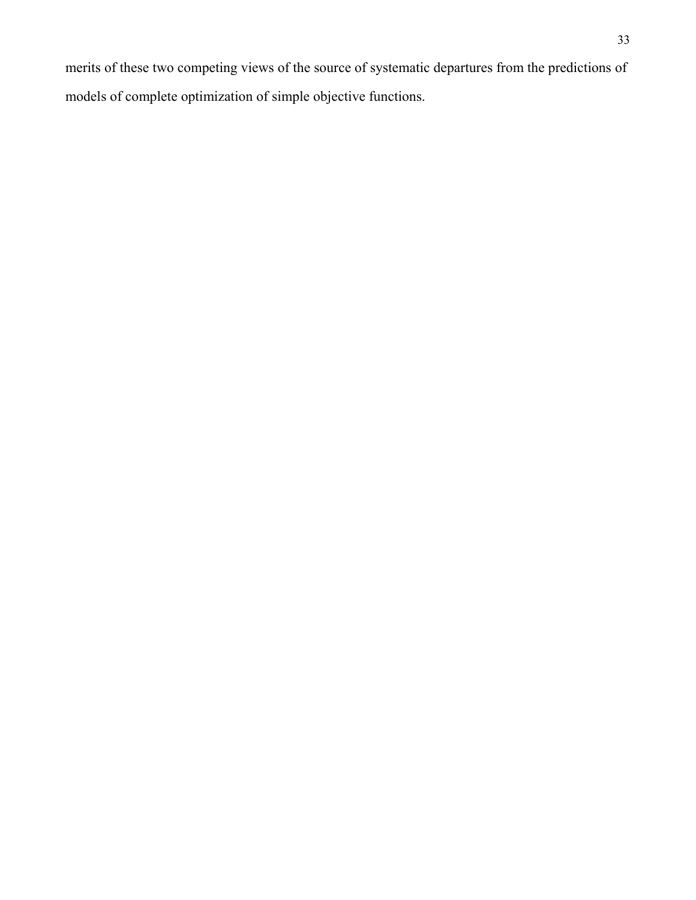merits of these two competing views of the source of systematic departures from the predictions of models of complete optimization of simple objective functions.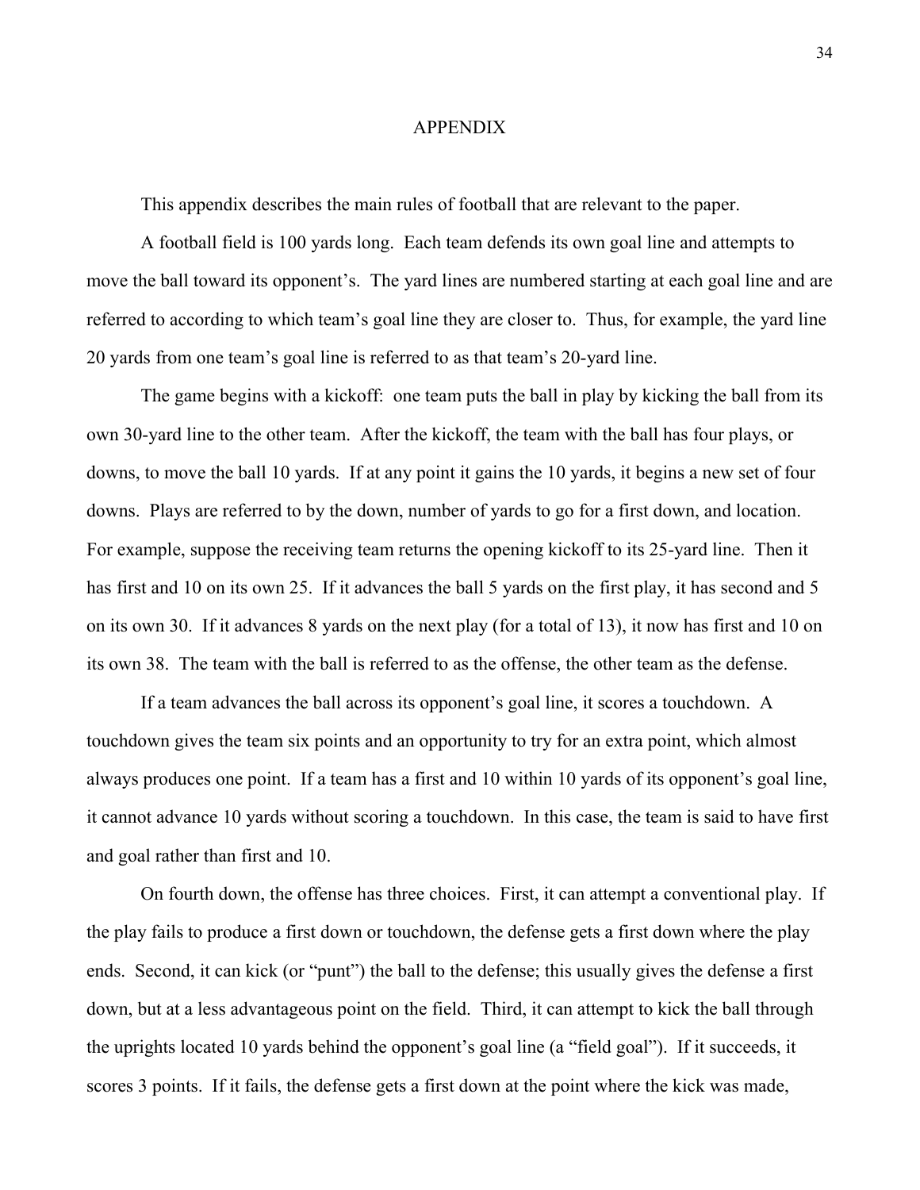# APPENDIX

This appendix describes the main rules of football that are relevant to the paper.

A football field is 100 yards long. Each team defends its own goal line and attempts to move the ball toward its opponent's. The yard lines are numbered starting at each goal line and are referred to according to which team's goal line they are closer to. Thus, for example, the yard line 20 yards from one team's goal line is referred to as that team's 20-yard line.

The game begins with a kickoff: one team puts the ball in play by kicking the ball from its own 30-yard line to the other team. After the kickoff, the team with the ball has four plays, or downs, to move the ball 10 yards. If at any point it gains the 10 yards, it begins a new set of four downs. Plays are referred to by the down, number of yards to go for a first down, and location. For example, suppose the receiving team returns the opening kickoff to its 25-yard line. Then it has first and 10 on its own 25. If it advances the ball 5 yards on the first play, it has second and 5 on its own 30. If it advances 8 yards on the next play (for a total of 13), it now has first and 10 on its own 38. The team with the ball is referred to as the offense, the other team as the defense.

If a team advances the ball across its opponent's goal line, it scores a touchdown. A touchdown gives the team six points and an opportunity to try for an extra point, which almost always produces one point. If a team has a first and 10 within 10 yards of its opponent's goal line, it cannot advance 10 yards without scoring a touchdown. In this case, the team is said to have first and goal rather than first and 10.

On fourth down, the offense has three choices. First, it can attempt a conventional play. If the play fails to produce a first down or touchdown, the defense gets a first down where the play ends. Second, it can kick (or "punt") the ball to the defense; this usually gives the defense a first down, but at a less advantageous point on the field. Third, it can attempt to kick the ball through the uprights located 10 yards behind the opponent's goal line (a "field goal"). If it succeeds, it scores 3 points. If it fails, the defense gets a first down at the point where the kick was made,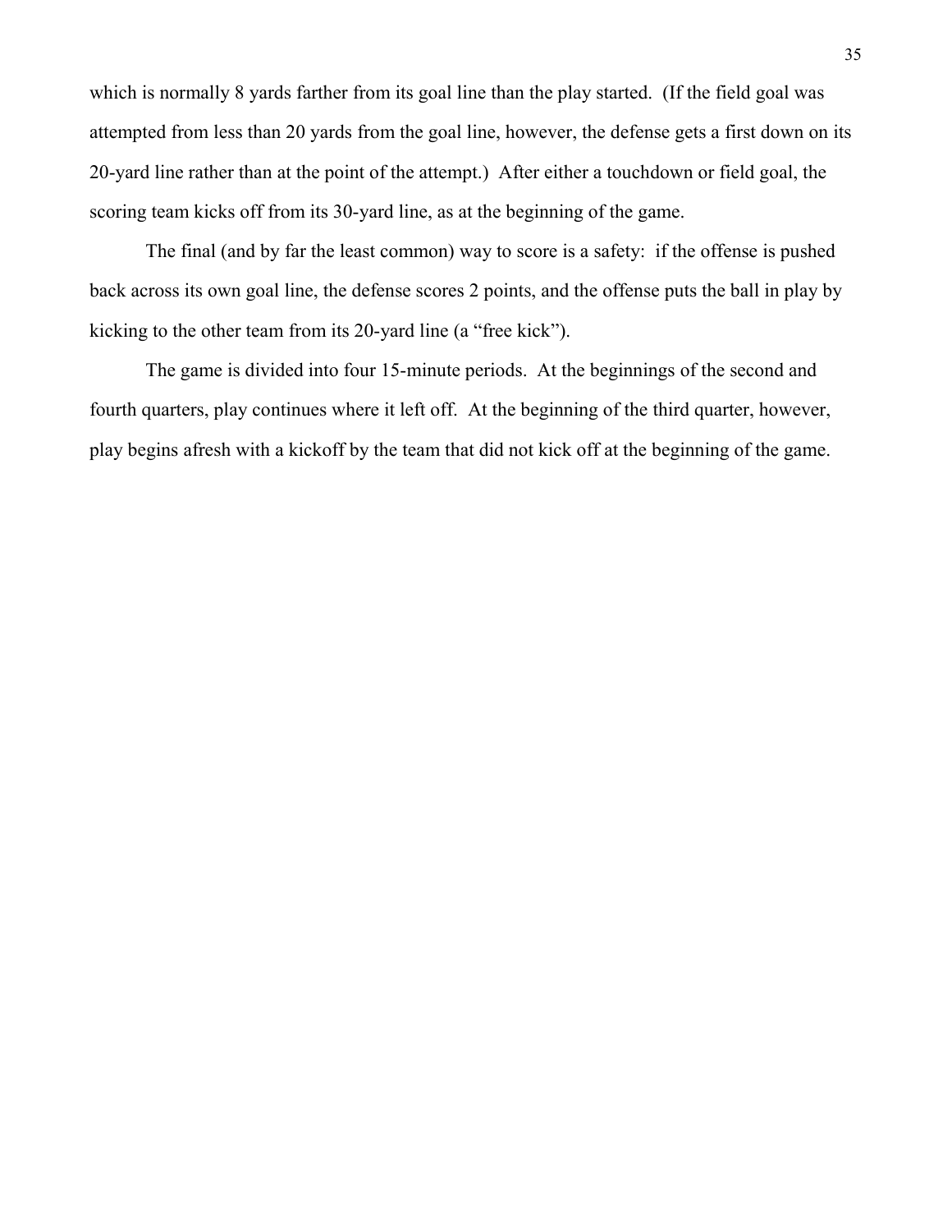which is normally 8 yards farther from its goal line than the play started. (If the field goal was attempted from less than 20 yards from the goal line, however, the defense gets a first down on its 20-yard line rather than at the point of the attempt.) After either a touchdown or field goal, the scoring team kicks off from its 30-yard line, as at the beginning of the game.

The final (and by far the least common) way to score is a safety: if the offense is pushed back across its own goal line, the defense scores 2 points, and the offense puts the ball in play by kicking to the other team from its 20-yard line (a "free kick").

The game is divided into four 15-minute periods. At the beginnings of the second and fourth quarters, play continues where it left off. At the beginning of the third quarter, however, play begins afresh with a kickoff by the team that did not kick off at the beginning of the game.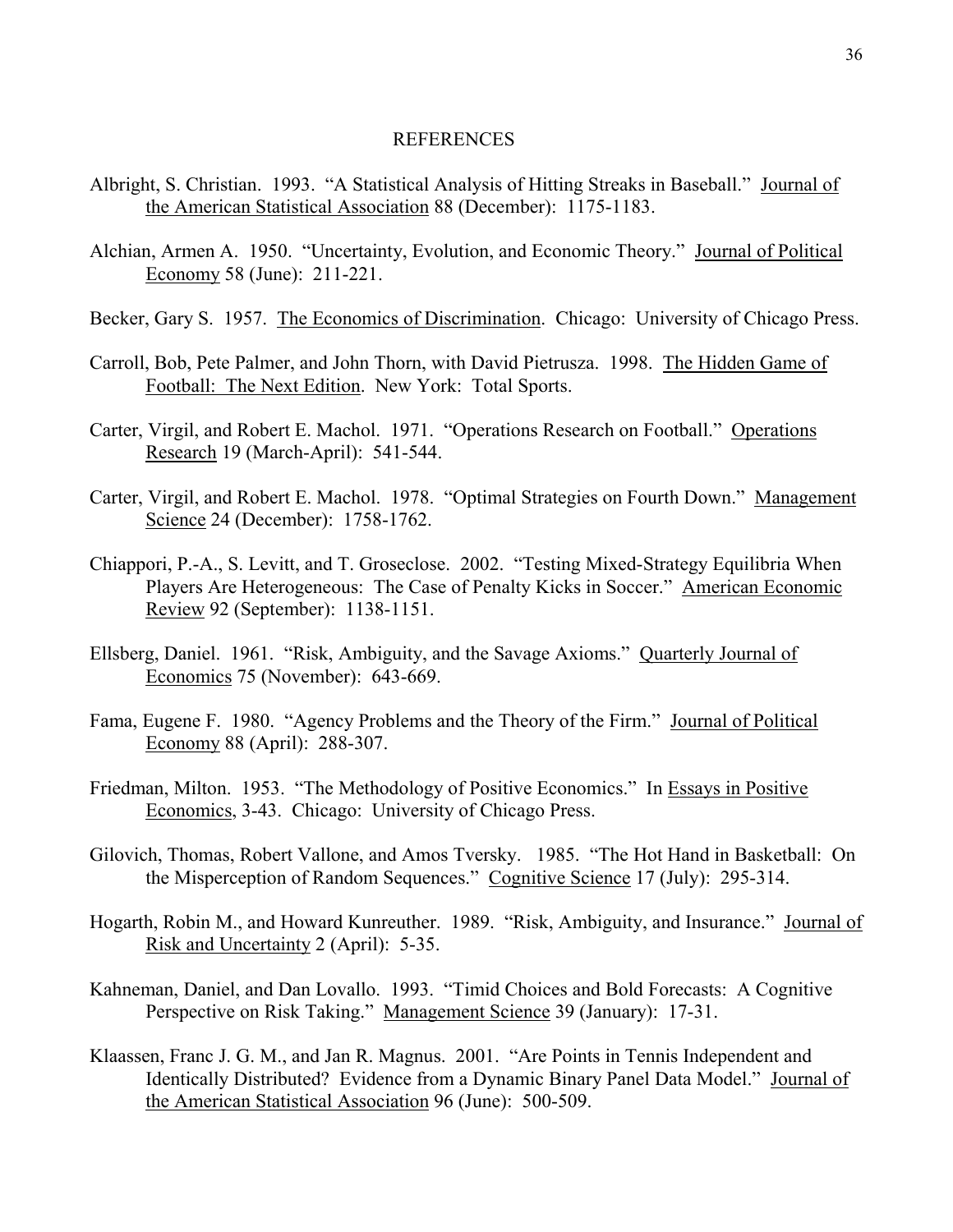## REFERENCES

Albright, S. Christian. 1993. "A Statistical Analysis of Hitting Streaks in Baseball." Journal of the American Statistical Association 88 (December): 1175-1183.

Alchian, Armen A. 1950. "Uncertainty, Evolution, and Economic Theory." Journal of Political Economy 58 (June): 211-221.

Becker, Gary S. 1957. The Economics of Discrimination. Chicago: University of Chicago Press.

Carroll, Bob, Pete Palmer, and John Thorn, with David Pietrusza. 1998. The Hidden Game of Football: The Next Edition. New York: Total Sports.

Carter, Virgil, and Robert E. Machol. 1971. "Operations Research on Football." Operations Research 19 (March-April): 541-544.

Carter, Virgil, and Robert E. Machol. 1978. "Optimal Strategies on Fourth Down." Management Science 24 (December): 1758-1762.

Chiappori, P.-A., S. Levitt, and T. Groseclose. 2002. "Testing Mixed-Strategy Equilibria When Players Are Heterogeneous: The Case of Penalty Kicks in Soccer." American Economic Review 92 (September): 1138-1151.

Ellsberg, Daniel. 1961. "Risk, Ambiguity, and the Savage Axioms." Quarterly Journal of Economics 75 (November): 643-669.

Fama, Eugene F. 1980. "Agency Problems and the Theory of the Firm." Journal of Political Economy 88 (April): 288-307.

Friedman, Milton. 1953. "The Methodology of Positive Economics." In Essays in Positive Economics, 3-43. Chicago: University of Chicago Press.

Gilovich, Thomas, Robert Vallone, and Amos Tversky. 1985. "The Hot Hand in Basketball: On the Misperception of Random Sequences." Cognitive Science 17 (July): 295-314.

Hogarth, Robin M., and Howard Kunreuther. 1989. "Risk, Ambiguity, and Insurance." Journal of Risk and Uncertainty 2 (April): 5-35.

Kahneman, Daniel, and Dan Lovallo. 1993. "Timid Choices and Bold Forecasts: A Cognitive Perspective on Risk Taking." Management Science 39 (January): 17-31.

Klaassen, Franc J. G. M., and Jan R. Magnus. 2001. "Are Points in Tennis Independent and Identically Distributed? Evidence from a Dynamic Binary Panel Data Model." Journal of the American Statistical Association 96 (June): 500-509.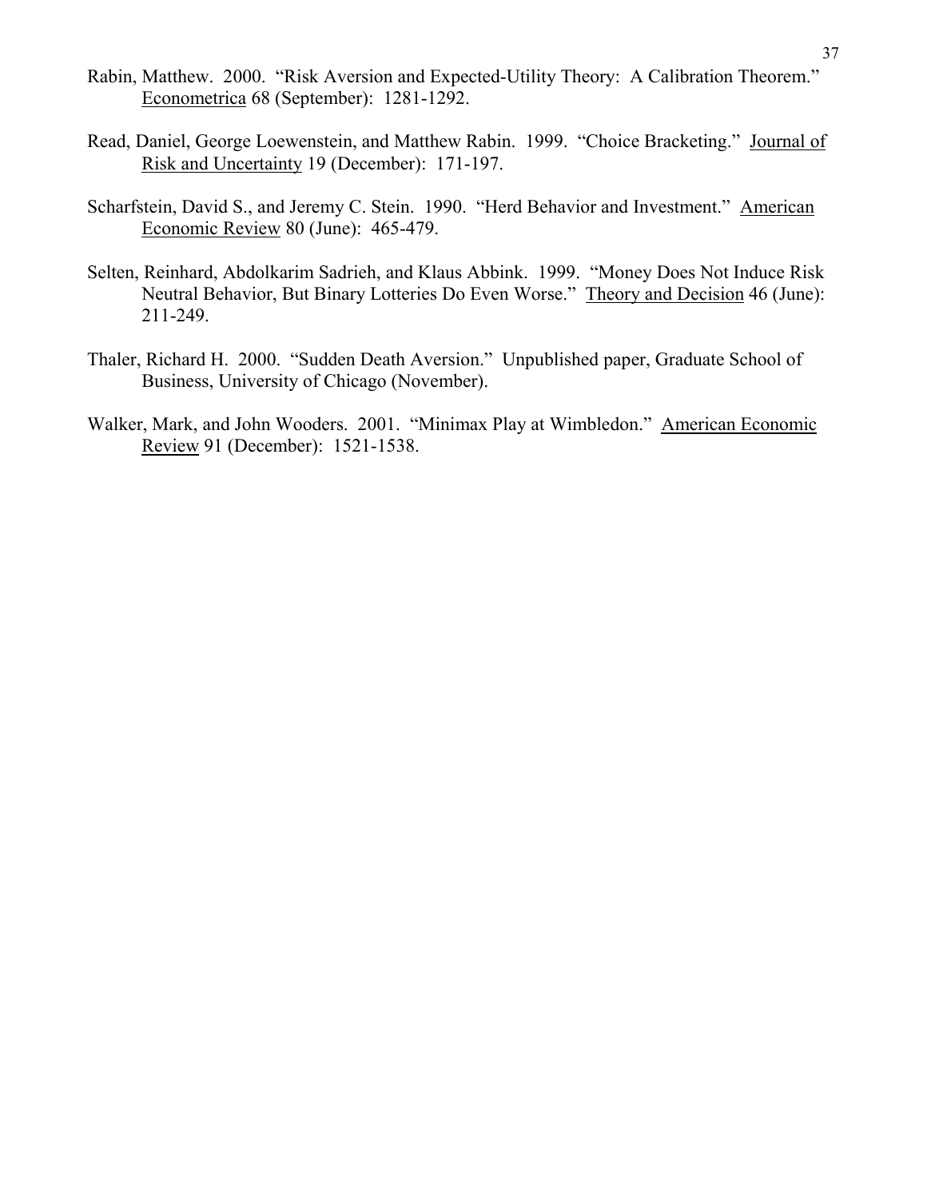Rabin, Matthew. 2000. "Risk Aversion and Expected-Utility Theory: A Calibration Theorem." Econometrica 68 (September): 1281-1292.

Read, Daniel, George Loewenstein, and Matthew Rabin. 1999. "Choice Bracketing." Journal of Risk and Uncertainty 19 (December): 171-197.

Scharfstein, David S., and Jeremy C. Stein. 1990. "Herd Behavior and Investment." American Economic Review 80 (June): 465-479.

Selten, Reinhard, Abdolkarim Sadrieh, and Klaus Abbink. 1999. "Money Does Not Induce Risk Neutral Behavior, But Binary Lotteries Do Even Worse." Theory and Decision 46 (June): 211-249.

Thaler, Richard H. 2000. "Sudden Death Aversion." Unpublished paper, Graduate School of Business, University of Chicago (November).

Walker, Mark, and John Wooders. 2001. "Minimax Play at Wimbledon." American Economic Review 91 (December): 1521-1538.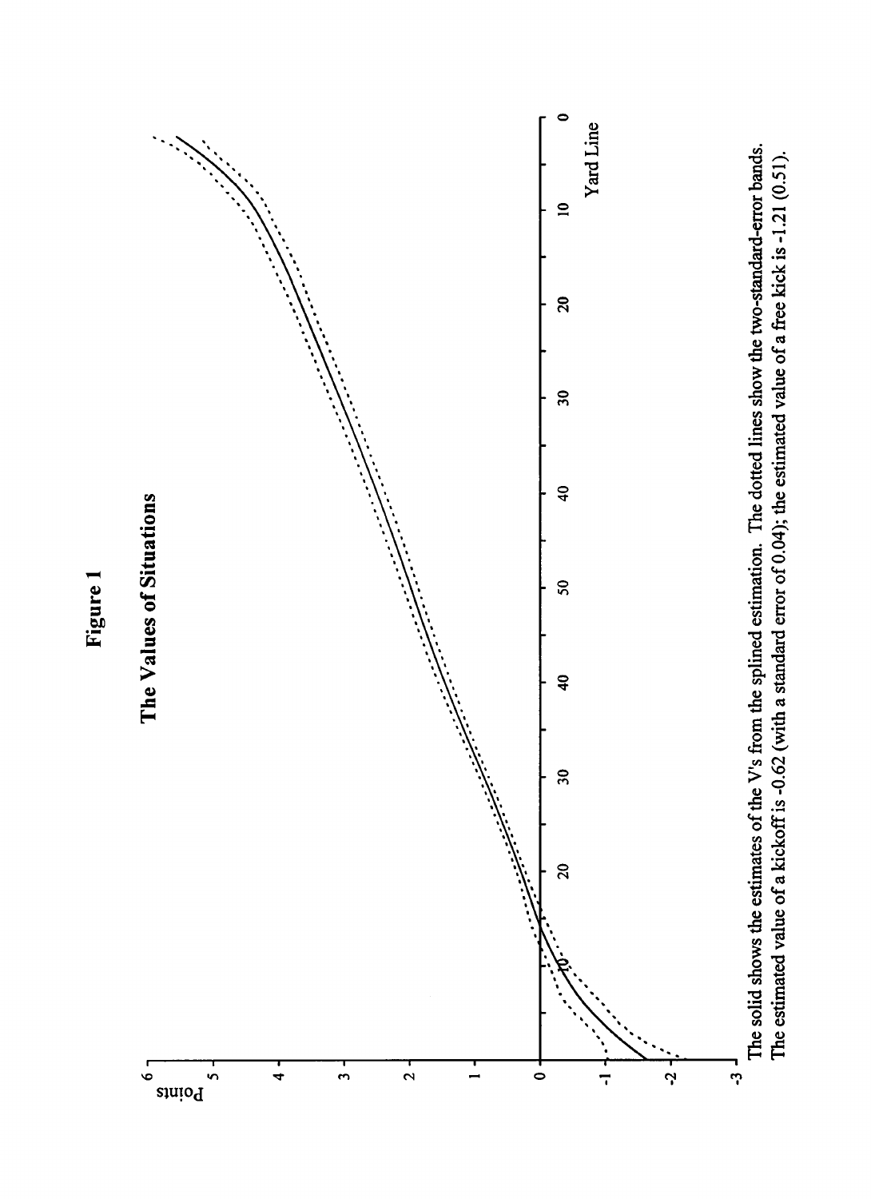# Figure 1

## The Values of Situations

The solid shows the estimates of the V's from the splined estimation. The dotted lines show the two-standard-error bands. The estimated value of a kickoff is -0.62 (with a standard error of 0.04); the estimated value of a free kick is -1.21 (0.51).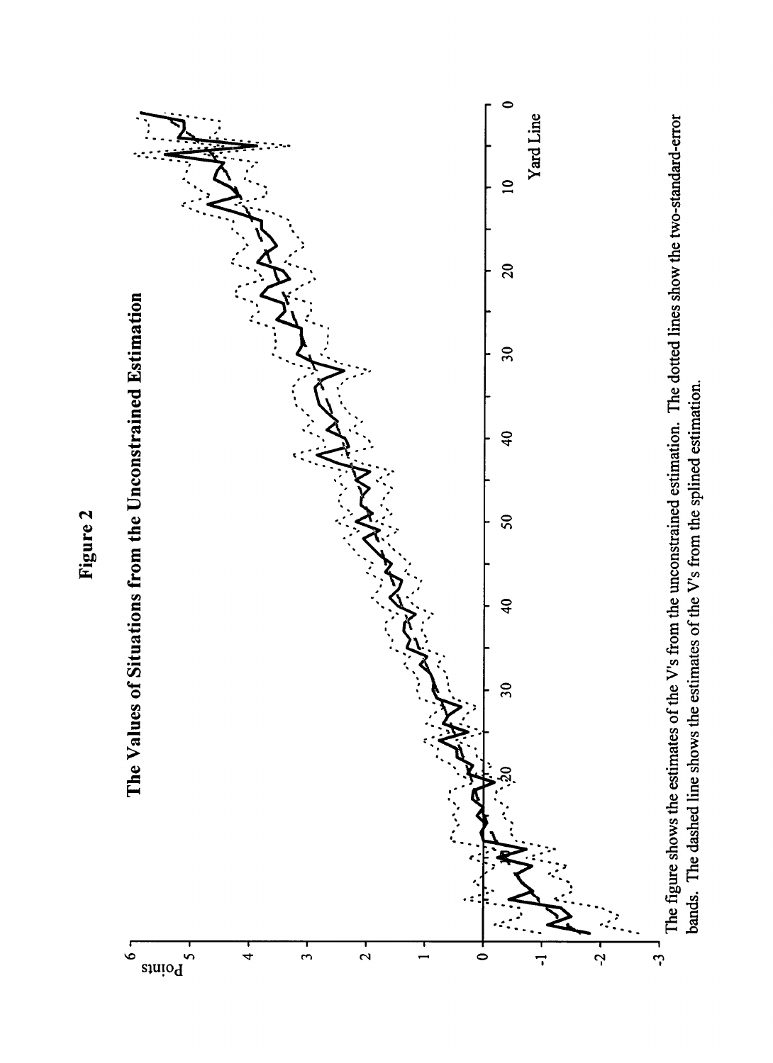# Figure 2

## The Values of Situations from the Unconstrained Estimation

The figure shows the estimates of the V's from the unconstrained estimation. The dotted lines show the two-standard-error bands. The dashed line shows the estimates of the V's from the splined estimation.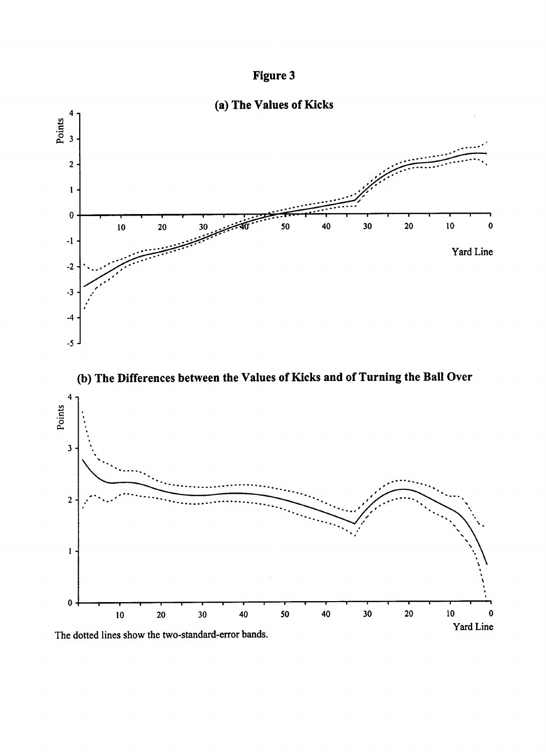# Figure 3

## (a) The Values of Kicks

## (b) The Differences between the Values of Kicks and of Turning the Ball Over

The dotted lines show the two-standard-error bands.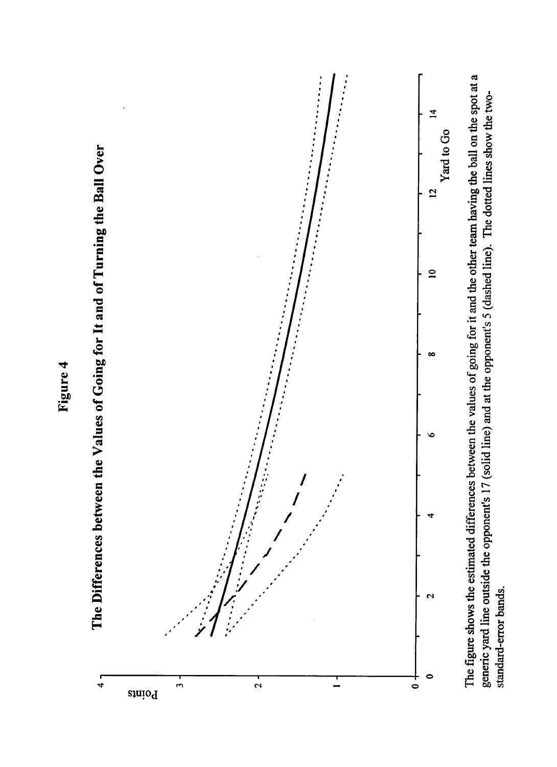# Figure 4

## The Differences between the Values of Going for It and of Turning the Ball Over

The figure shows the estimated differences between the values of going for it and the other team having the ball on the spot at a generic yard line outside the opponent's 17 (solid line) and at the opponent's 5 (dashed line). The dotted lines show the two-standard-error bands.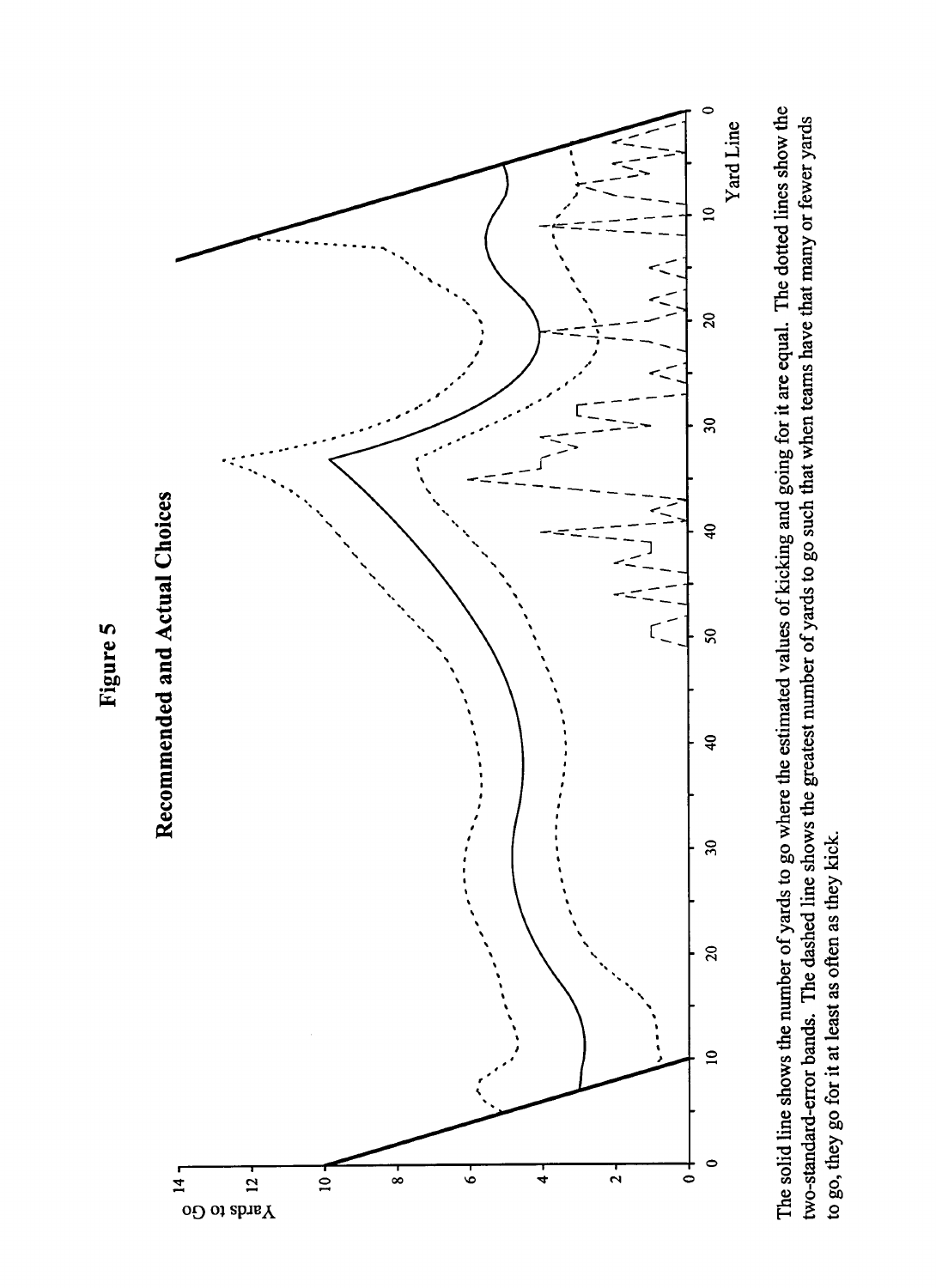# Figure 5

## Recommended and Actual Choices

Yards to Go

14
12
10
8
6
4
2
0

0 10 20 30 40 50 40 30 20 10 0

Yard Line

The solid line shows the number of yards to go where the estimated values of kicking and going for it are equal. The dotted lines show the two-standard-error bands. The dashed line shows the greatest number of yards to go such that when teams have that many or fewer yards to go, they go for it at least as often as they kick.